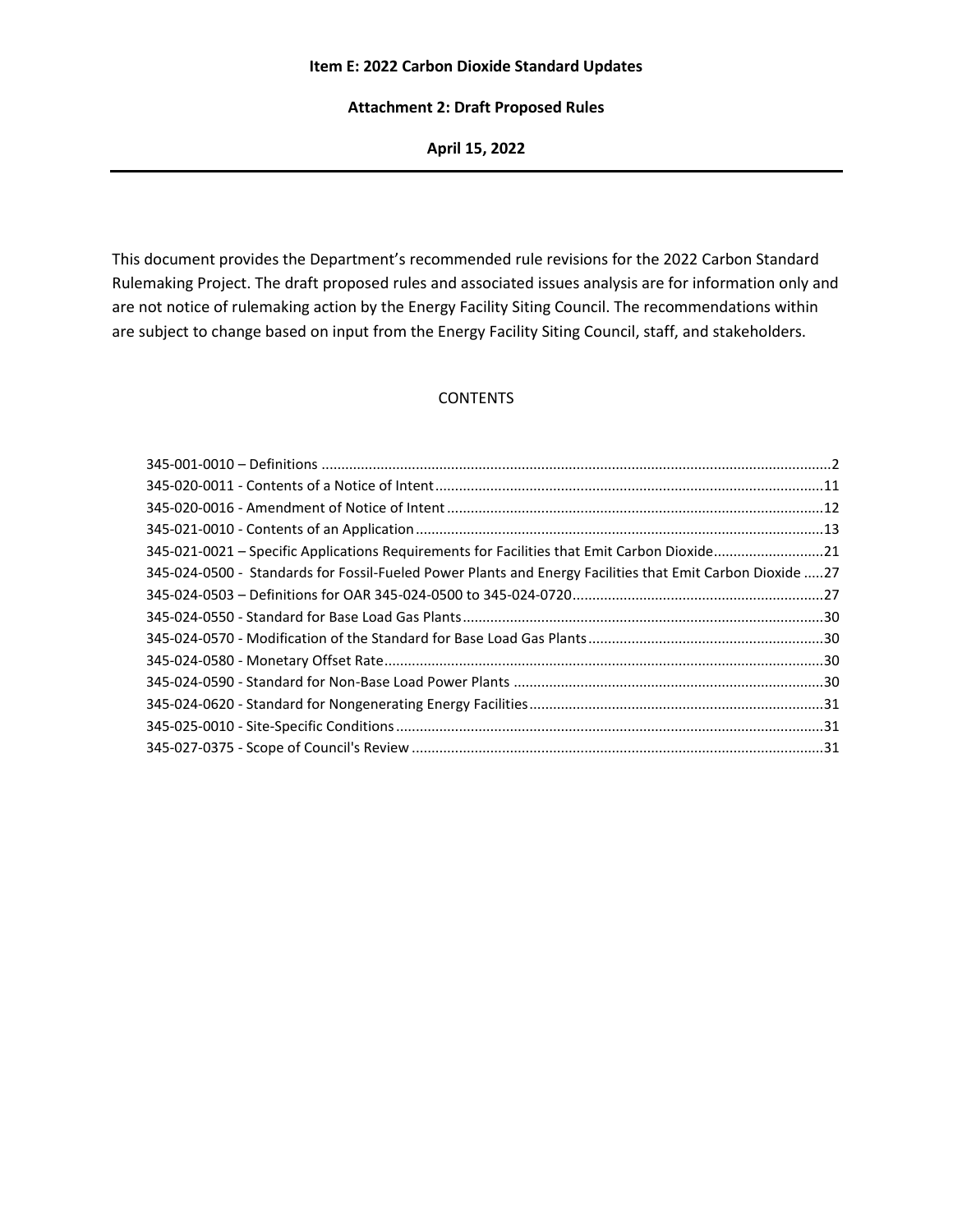**Item E: 2022 Carbon Dioxide Standard Updates**

**Attachment 2: Draft Proposed Rules**

**April 15, 2022**

---

This document provides the Department's recommended rule revisions for the 2022 Carbon Standard Rulemaking Project. The draft proposed rules and associated issues analysis are for information only and are not notice of rulemaking action by the Energy Facility Siting Council. The recommendations within are subject to change based on input from the Energy Facility Siting Council, staff, and stakeholders.

## CONTENTS

- 345-001-0010 – Definitions ........ 2
- 345-020-0011 - Contents of a Notice of Intent ........ 11
- 345-020-0016 - Amendment of Notice of Intent ........ 12
- 345-021-0010 - Contents of an Application ........ 13
- 345-021-0021 – Specific Applications Requirements for Facilities that Emit Carbon Dioxide ........ 21
- 345-024-0500 - Standards for Fossil-Fueled Power Plants and Energy Facilities that Emit Carbon Dioxide ........ 27
- 345-024-0503 – Definitions for OAR 345-024-0500 to 345-024-0720 ........ 27
- 345-024-0550 - Standard for Base Load Gas Plants ........ 30
- 345-024-0570 - Modification of the Standard for Base Load Gas Plants ........ 30
- 345-024-0580 - Monetary Offset Rate ........ 30
- 345-024-0590 - Standard for Non-Base Load Power Plants ........ 30
- 345-024-0620 - Standard for Nongenerating Energy Facilities ........ 31
- 345-025-0010 - Site-Specific Conditions ........ 31
- 345-027-0375 - Scope of Council's Review ........ 31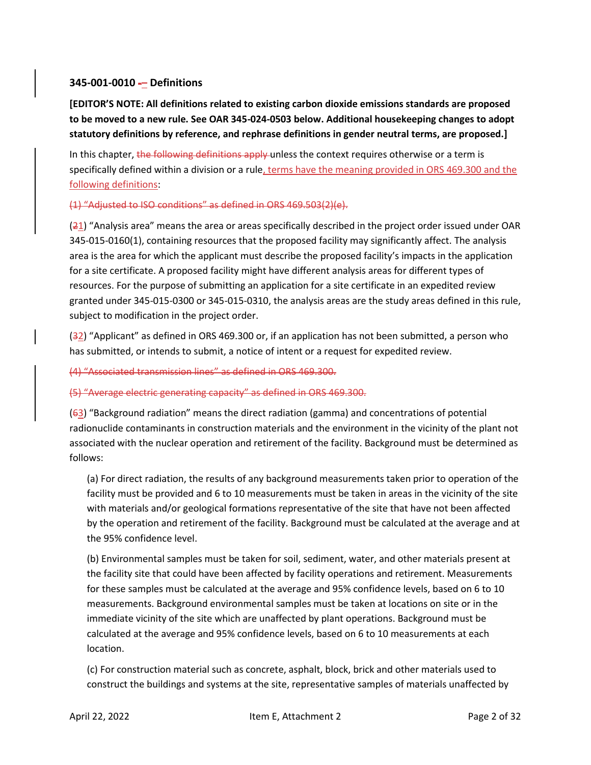## 345-001-0010 -– Definitions

**[EDITOR'S NOTE: All definitions related to existing carbon dioxide emissions standards are proposed to be moved to a new rule. See OAR 345-024-0503 below. Additional housekeeping changes to adopt statutory definitions by reference, and rephrase definitions in gender neutral terms, are proposed.]**

In this chapter, ~~the following definitions apply~~ unless the context requires otherwise or a term is specifically defined within a division or a rule, terms have the meaning provided in ORS 469.300 and the following definitions:

~~(1) "Adjusted to ISO conditions" as defined in ORS 469.503(2)(e).~~

(~~2~~1) "Analysis area" means the area or areas specifically described in the project order issued under OAR 345-015-0160(1), containing resources that the proposed facility may significantly affect. The analysis area is the area for which the applicant must describe the proposed facility's impacts in the application for a site certificate. A proposed facility might have different analysis areas for different types of resources. For the purpose of submitting an application for a site certificate in an expedited review granted under 345-015-0300 or 345-015-0310, the analysis areas are the study areas defined in this rule, subject to modification in the project order.

(~~3~~2) "Applicant" as defined in ORS 469.300 or, if an application has not been submitted, a person who has submitted, or intends to submit, a notice of intent or a request for expedited review.

~~(4) "Associated transmission lines" as defined in ORS 469.300.~~

~~(5) "Average electric generating capacity" as defined in ORS 469.300.~~

(~~6~~3) "Background radiation" means the direct radiation (gamma) and concentrations of potential radionuclide contaminants in construction materials and the environment in the vicinity of the plant not associated with the nuclear operation and retirement of the facility. Background must be determined as follows:

(a) For direct radiation, the results of any background measurements taken prior to operation of the facility must be provided and 6 to 10 measurements must be taken in areas in the vicinity of the site with materials and/or geological formations representative of the site that have not been affected by the operation and retirement of the facility. Background must be calculated at the average and at the 95% confidence level.

(b) Environmental samples must be taken for soil, sediment, water, and other materials present at the facility site that could have been affected by facility operations and retirement. Measurements for these samples must be calculated at the average and 95% confidence levels, based on 6 to 10 measurements. Background environmental samples must be taken at locations on site or in the immediate vicinity of the site which are unaffected by plant operations. Background must be calculated at the average and 95% confidence levels, based on 6 to 10 measurements at each location.

(c) For construction material such as concrete, asphalt, block, brick and other materials used to construct the buildings and systems at the site, representative samples of materials unaffected by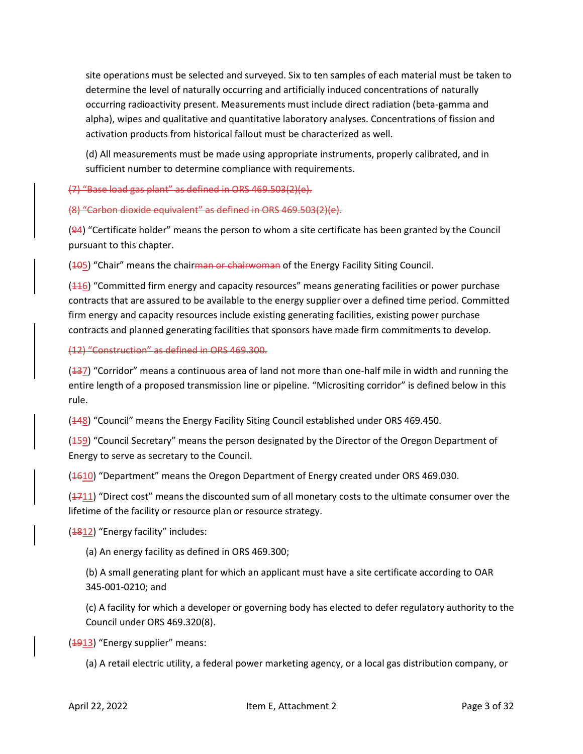site operations must be selected and surveyed. Six to ten samples of each material must be taken to determine the level of naturally occurring and artificially induced concentrations of naturally occurring radioactivity present. Measurements must include direct radiation (beta-gamma and alpha), wipes and qualitative and quantitative laboratory analyses. Concentrations of fission and activation products from historical fallout must be characterized as well.

(d) All measurements must be made using appropriate instruments, properly calibrated, and in sufficient number to determine compliance with requirements.

~~(7) "Base load gas plant" as defined in ORS 469.503(2)(e).~~

~~(8) "Carbon dioxide equivalent" as defined in ORS 469.503(2)(e).~~

(~~9~~4) "Certificate holder" means the person to whom a site certificate has been granted by the Council pursuant to this chapter.

(~~10~~5) "Chair" means the chair~~man or chairwoman~~ of the Energy Facility Siting Council.

(~~11~~6) "Committed firm energy and capacity resources" means generating facilities or power purchase contracts that are assured to be available to the energy supplier over a defined time period. Committed firm energy and capacity resources include existing generating facilities, existing power purchase contracts and planned generating facilities that sponsors have made firm commitments to develop.

~~(12) "Construction" as defined in ORS 469.300.~~

(~~13~~7) "Corridor" means a continuous area of land not more than one-half mile in width and running the entire length of a proposed transmission line or pipeline. "Micrositing corridor" is defined below in this rule.

(~~14~~8) "Council" means the Energy Facility Siting Council established under ORS 469.450.

(~~15~~9) "Council Secretary" means the person designated by the Director of the Oregon Department of Energy to serve as secretary to the Council.

(~~16~~10) "Department" means the Oregon Department of Energy created under ORS 469.030.

(~~17~~11) "Direct cost" means the discounted sum of all monetary costs to the ultimate consumer over the lifetime of the facility or resource plan or resource strategy.

(~~18~~12) "Energy facility" includes:

(a) An energy facility as defined in ORS 469.300;

(b) A small generating plant for which an applicant must have a site certificate according to OAR 345-001-0210; and

(c) A facility for which a developer or governing body has elected to defer regulatory authority to the Council under ORS 469.320(8).

(~~19~~13) "Energy supplier" means:

(a) A retail electric utility, a federal power marketing agency, or a local gas distribution company, or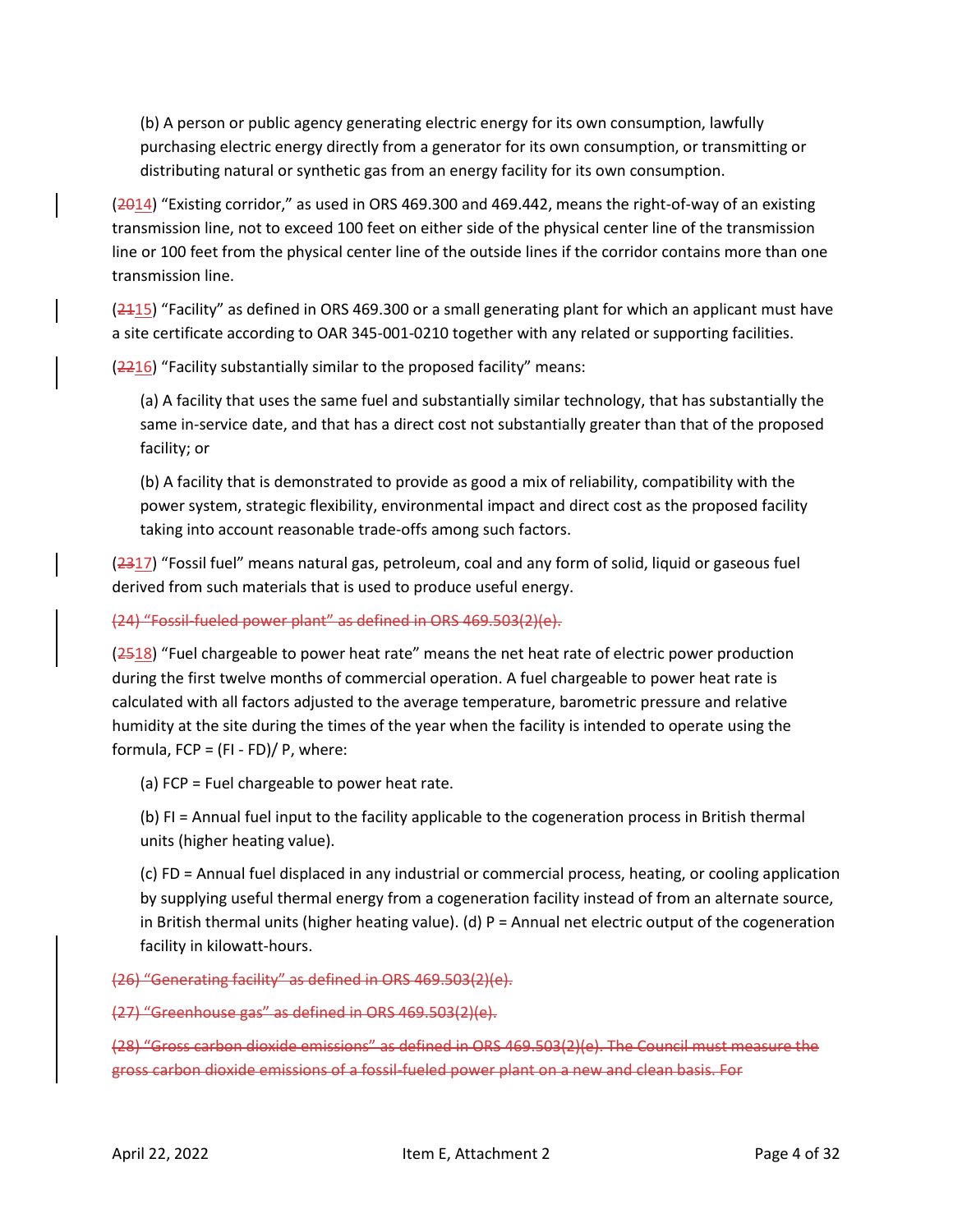(b) A person or public agency generating electric energy for its own consumption, lawfully purchasing electric energy directly from a generator for its own consumption, or transmitting or distributing natural or synthetic gas from an energy facility for its own consumption.

(~~20~~14) "Existing corridor," as used in ORS 469.300 and 469.442, means the right-of-way of an existing transmission line, not to exceed 100 feet on either side of the physical center line of the transmission line or 100 feet from the physical center line of the outside lines if the corridor contains more than one transmission line.

(~~21~~15) "Facility" as defined in ORS 469.300 or a small generating plant for which an applicant must have a site certificate according to OAR 345-001-0210 together with any related or supporting facilities.

(~~22~~16) "Facility substantially similar to the proposed facility" means:

(a) A facility that uses the same fuel and substantially similar technology, that has substantially the same in-service date, and that has a direct cost not substantially greater than that of the proposed facility; or

(b) A facility that is demonstrated to provide as good a mix of reliability, compatibility with the power system, strategic flexibility, environmental impact and direct cost as the proposed facility taking into account reasonable trade-offs among such factors.

(~~23~~17) "Fossil fuel" means natural gas, petroleum, coal and any form of solid, liquid or gaseous fuel derived from such materials that is used to produce useful energy.

~~(24) "Fossil-fueled power plant" as defined in ORS 469.503(2)(e).~~

(~~25~~18) "Fuel chargeable to power heat rate" means the net heat rate of electric power production during the first twelve months of commercial operation. A fuel chargeable to power heat rate is calculated with all factors adjusted to the average temperature, barometric pressure and relative humidity at the site during the times of the year when the facility is intended to operate using the formula, $FCP = (FI - FD)/ P$, where:

(a) FCP = Fuel chargeable to power heat rate.

(b) FI = Annual fuel input to the facility applicable to the cogeneration process in British thermal units (higher heating value).

(c) FD = Annual fuel displaced in any industrial or commercial process, heating, or cooling application by supplying useful thermal energy from a cogeneration facility instead of from an alternate source, in British thermal units (higher heating value). (d) P = Annual net electric output of the cogeneration facility in kilowatt-hours.

~~(26) "Generating facility" as defined in ORS 469.503(2)(e).~~

~~(27) "Greenhouse gas" as defined in ORS 469.503(2)(e).~~

~~(28) "Gross carbon dioxide emissions" as defined in ORS 469.503(2)(e). The Council must measure the gross carbon dioxide emissions of a fossil-fueled power plant on a new and clean basis. For~~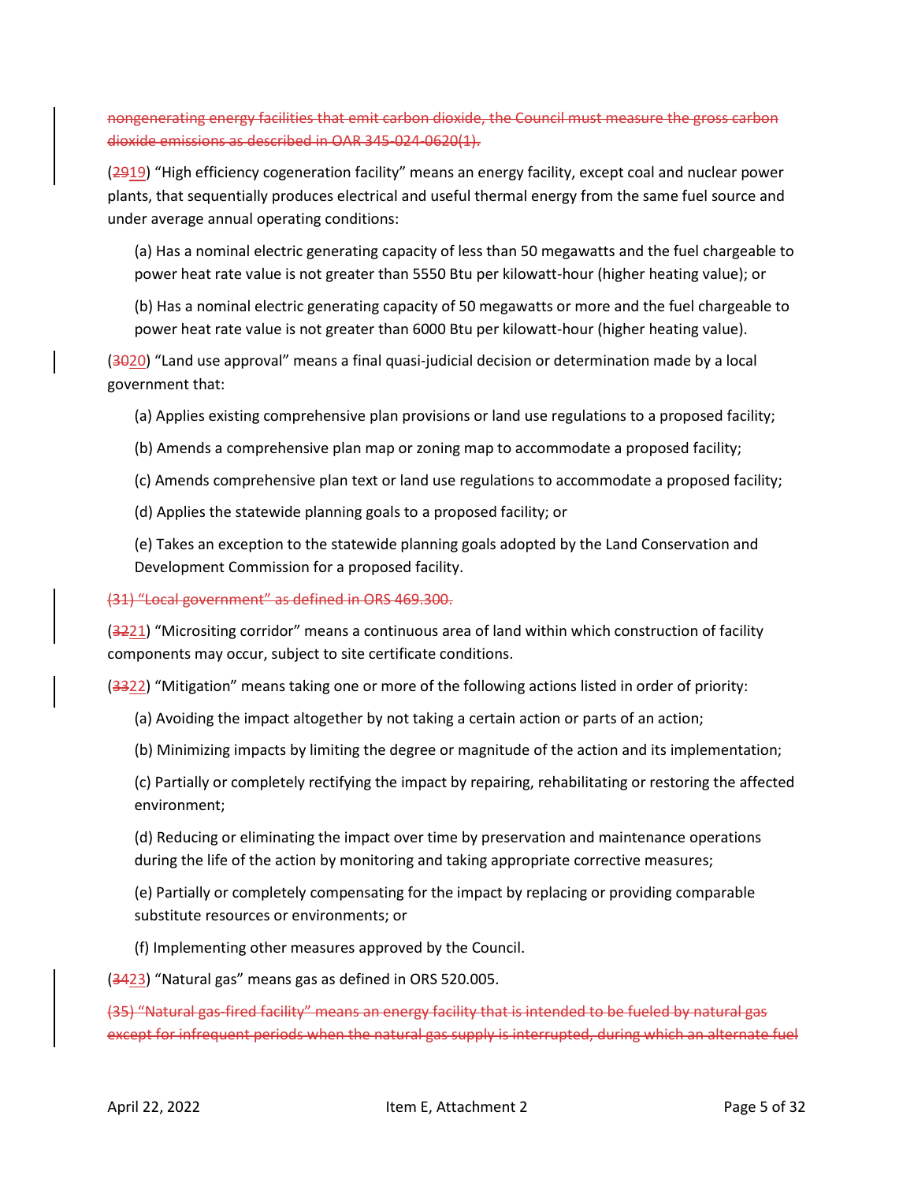~~nongenerating energy facilities that emit carbon dioxide, the Council must measure the gross carbon dioxide emissions as described in OAR 345-024-0620(1).~~

(~~29~~19) "High efficiency cogeneration facility" means an energy facility, except coal and nuclear power plants, that sequentially produces electrical and useful thermal energy from the same fuel source and under average annual operating conditions:

(a) Has a nominal electric generating capacity of less than 50 megawatts and the fuel chargeable to power heat rate value is not greater than 5550 Btu per kilowatt-hour (higher heating value); or

(b) Has a nominal electric generating capacity of 50 megawatts or more and the fuel chargeable to power heat rate value is not greater than 6000 Btu per kilowatt-hour (higher heating value).

(~~30~~20) "Land use approval" means a final quasi-judicial decision or determination made by a local government that:

(a) Applies existing comprehensive plan provisions or land use regulations to a proposed facility;

(b) Amends a comprehensive plan map or zoning map to accommodate a proposed facility;

(c) Amends comprehensive plan text or land use regulations to accommodate a proposed facility;

(d) Applies the statewide planning goals to a proposed facility; or

(e) Takes an exception to the statewide planning goals adopted by the Land Conservation and Development Commission for a proposed facility.

~~(31) "Local government" as defined in ORS 469.300.~~

(~~32~~21) "Micrositing corridor" means a continuous area of land within which construction of facility components may occur, subject to site certificate conditions.

(~~33~~22) "Mitigation" means taking one or more of the following actions listed in order of priority:

(a) Avoiding the impact altogether by not taking a certain action or parts of an action;

(b) Minimizing impacts by limiting the degree or magnitude of the action and its implementation;

(c) Partially or completely rectifying the impact by repairing, rehabilitating or restoring the affected environment;

(d) Reducing or eliminating the impact over time by preservation and maintenance operations during the life of the action by monitoring and taking appropriate corrective measures;

(e) Partially or completely compensating for the impact by replacing or providing comparable substitute resources or environments; or

(f) Implementing other measures approved by the Council.

(~~34~~23) "Natural gas" means gas as defined in ORS 520.005.

~~(35) "Natural gas-fired facility" means an energy facility that is intended to be fueled by natural gas except for infrequent periods when the natural gas supply is interrupted, during which an alternate fuel~~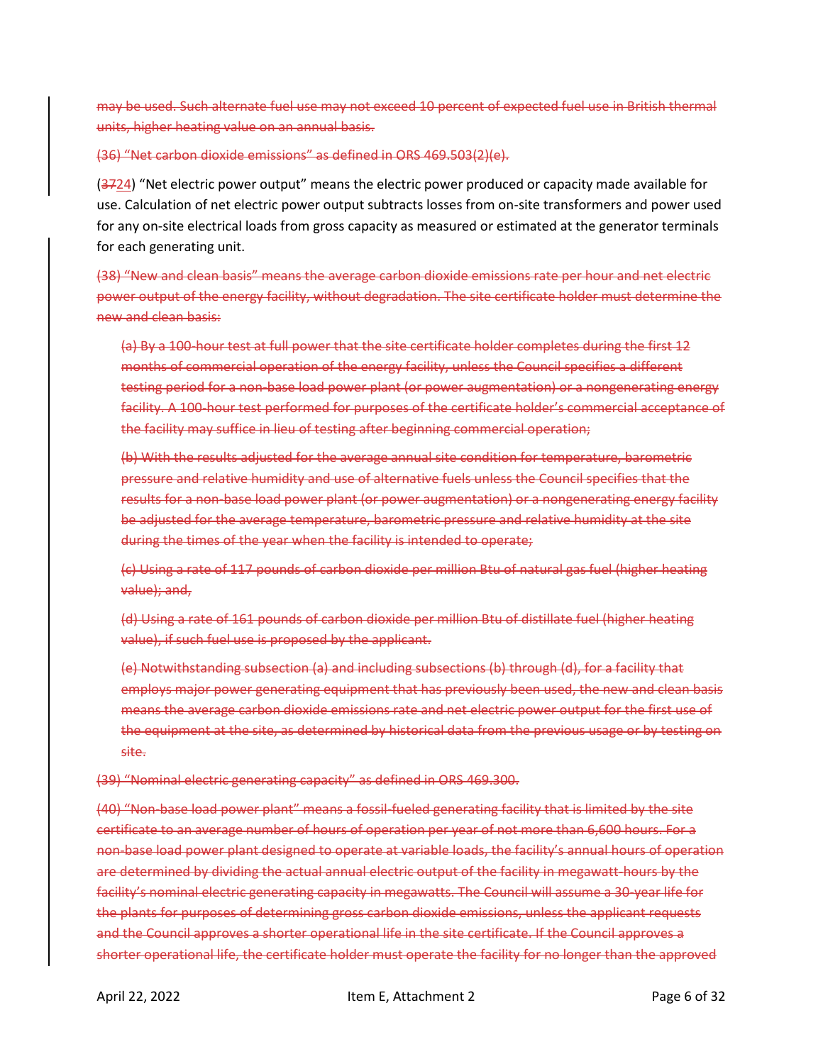~~may be used. Such alternate fuel use may not exceed 10 percent of expected fuel use in British thermal units, higher heating value on an annual basis.~~

~~(36) "Net carbon dioxide emissions" as defined in ORS 469.503(2)(e).~~

(~~37~~24) "Net electric power output" means the electric power produced or capacity made available for use. Calculation of net electric power output subtracts losses from on-site transformers and power used for any on-site electrical loads from gross capacity as measured or estimated at the generator terminals for each generating unit.

~~(38) "New and clean basis" means the average carbon dioxide emissions rate per hour and net electric power output of the energy facility, without degradation. The site certificate holder must determine the new and clean basis:~~

~~(a) By a 100-hour test at full power that the site certificate holder completes during the first 12 months of commercial operation of the energy facility, unless the Council specifies a different testing period for a non-base load power plant (or power augmentation) or a nongenerating energy facility. A 100-hour test performed for purposes of the certificate holder's commercial acceptance of the facility may suffice in lieu of testing after beginning commercial operation;~~

~~(b) With the results adjusted for the average annual site condition for temperature, barometric pressure and relative humidity and use of alternative fuels unless the Council specifies that the results for a non-base load power plant (or power augmentation) or a nongenerating energy facility be adjusted for the average temperature, barometric pressure and relative humidity at the site during the times of the year when the facility is intended to operate;~~

~~(c) Using a rate of 117 pounds of carbon dioxide per million Btu of natural gas fuel (higher heating value); and,~~

~~(d) Using a rate of 161 pounds of carbon dioxide per million Btu of distillate fuel (higher heating value), if such fuel use is proposed by the applicant.~~

~~(e) Notwithstanding subsection (a) and including subsections (b) through (d), for a facility that employs major power generating equipment that has previously been used, the new and clean basis means the average carbon dioxide emissions rate and net electric power output for the first use of the equipment at the site, as determined by historical data from the previous usage or by testing on site.~~

~~(39) "Nominal electric generating capacity" as defined in ORS 469.300.~~

~~(40) "Non-base load power plant" means a fossil-fueled generating facility that is limited by the site certificate to an average number of hours of operation per year of not more than 6,600 hours. For a non-base load power plant designed to operate at variable loads, the facility's annual hours of operation are determined by dividing the actual annual electric output of the facility in megawatt-hours by the facility's nominal electric generating capacity in megawatts. The Council will assume a 30-year life for the plants for purposes of determining gross carbon dioxide emissions, unless the applicant requests and the Council approves a shorter operational life in the site certificate. If the Council approves a shorter operational life, the certificate holder must operate the facility for no longer than the approved~~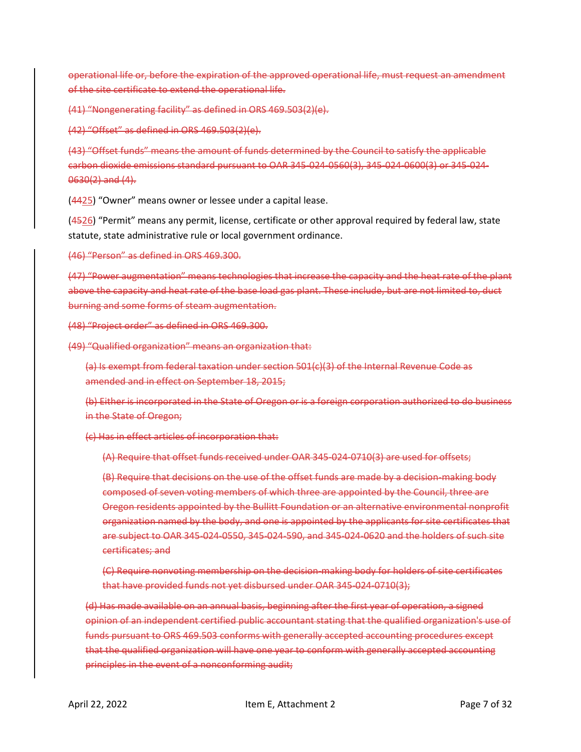~~operational life or, before the expiration of the approved operational life, must request an amendment of the site certificate to extend the operational life.~~

~~(41) "Nongenerating facility" as defined in ORS 469.503(2)(e).~~

~~(42) "Offset" as defined in ORS 469.503(2)(e).~~

~~(43) "Offset funds" means the amount of funds determined by the Council to satisfy the applicable carbon dioxide emissions standard pursuant to OAR 345-024-0560(3), 345-024-0600(3) or 345-024-0630(2) and (4).~~

(~~44~~25) "Owner" means owner or lessee under a capital lease.

(~~45~~26) "Permit" means any permit, license, certificate or other approval required by federal law, state statute, state administrative rule or local government ordinance.

~~(46) "Person" as defined in ORS 469.300.~~

~~(47) "Power augmentation" means technologies that increase the capacity and the heat rate of the plant above the capacity and heat rate of the base load gas plant. These include, but are not limited to, duct burning and some forms of steam augmentation.~~

~~(48) "Project order" as defined in ORS 469.300.~~

~~(49) "Qualified organization" means an organization that:~~

~~(a) Is exempt from federal taxation under section 501(c)(3) of the Internal Revenue Code as amended and in effect on September 18, 2015;~~

~~(b) Either is incorporated in the State of Oregon or is a foreign corporation authorized to do business in the State of Oregon;~~

~~(c) Has in effect articles of incorporation that:~~

~~(A) Require that offset funds received under OAR 345-024-0710(3) are used for offsets;~~

~~(B) Require that decisions on the use of the offset funds are made by a decision-making body composed of seven voting members of which three are appointed by the Council, three are Oregon residents appointed by the Bullitt Foundation or an alternative environmental nonprofit organization named by the body, and one is appointed by the applicants for site certificates that are subject to OAR 345-024-0550, 345-024-590, and 345-024-0620 and the holders of such site certificates; and~~

~~(C) Require nonvoting membership on the decision-making body for holders of site certificates that have provided funds not yet disbursed under OAR 345-024-0710(3);~~

~~(d) Has made available on an annual basis, beginning after the first year of operation, a signed opinion of an independent certified public accountant stating that the qualified organization's use of funds pursuant to ORS 469.503 conforms with generally accepted accounting procedures except that the qualified organization will have one year to conform with generally accepted accounting principles in the event of a nonconforming audit;~~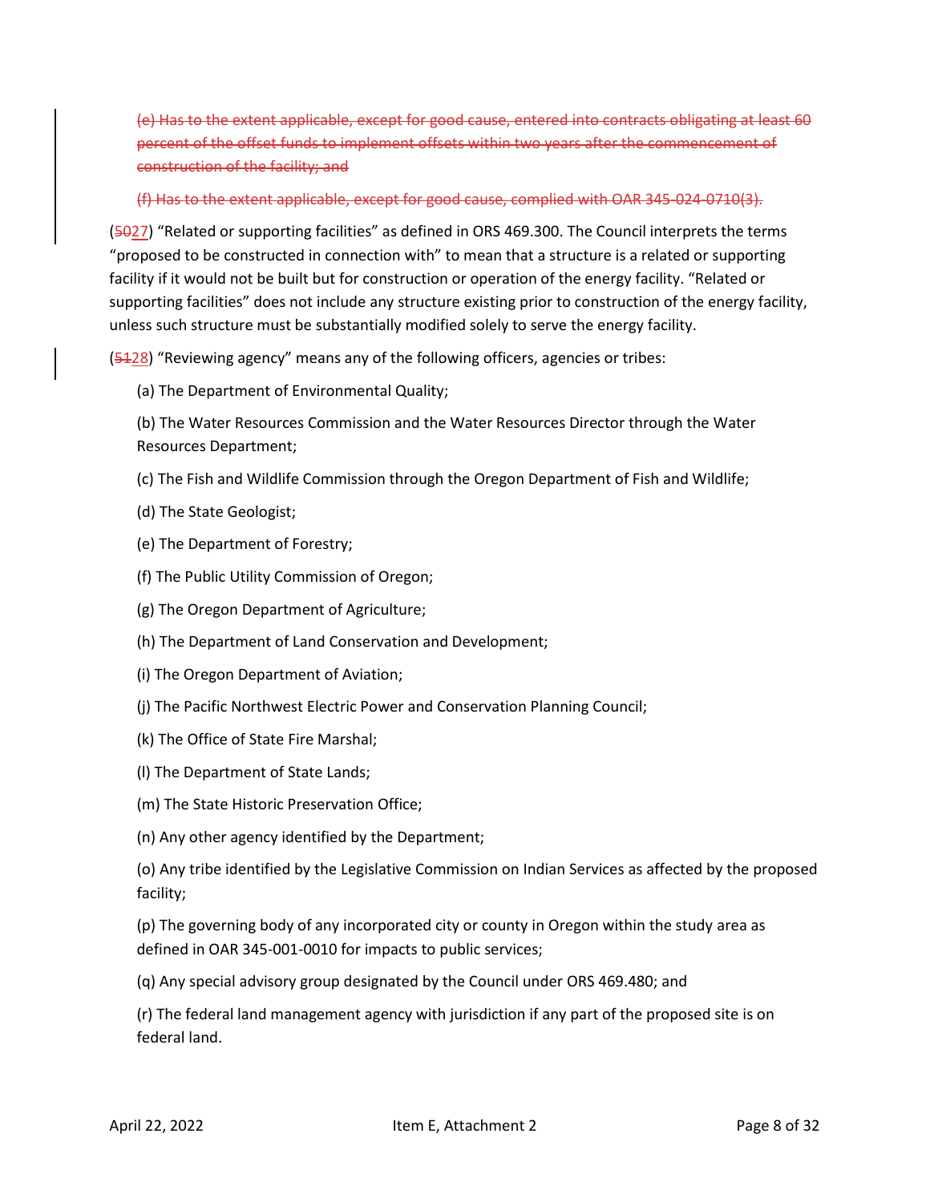~~(e) Has to the extent applicable, except for good cause, entered into contracts obligating at least 60 percent of the offset funds to implement offsets within two years after the commencement of construction of the facility; and~~

~~(f) Has to the extent applicable, except for good cause, complied with OAR 345-024-0710(3).~~

(~~50~~27) "Related or supporting facilities" as defined in ORS 469.300. The Council interprets the terms "proposed to be constructed in connection with" to mean that a structure is a related or supporting facility if it would not be built but for construction or operation of the energy facility. "Related or supporting facilities" does not include any structure existing prior to construction of the energy facility, unless such structure must be substantially modified solely to serve the energy facility.

(~~51~~28) "Reviewing agency" means any of the following officers, agencies or tribes:

(a) The Department of Environmental Quality;

(b) The Water Resources Commission and the Water Resources Director through the Water Resources Department;

(c) The Fish and Wildlife Commission through the Oregon Department of Fish and Wildlife;

(d) The State Geologist;

(e) The Department of Forestry;

(f) The Public Utility Commission of Oregon;

(g) The Oregon Department of Agriculture;

(h) The Department of Land Conservation and Development;

(i) The Oregon Department of Aviation;

(j) The Pacific Northwest Electric Power and Conservation Planning Council;

(k) The Office of State Fire Marshal;

(l) The Department of State Lands;

(m) The State Historic Preservation Office;

(n) Any other agency identified by the Department;

(o) Any tribe identified by the Legislative Commission on Indian Services as affected by the proposed facility;

(p) The governing body of any incorporated city or county in Oregon within the study area as defined in OAR 345-001-0010 for impacts to public services;

(q) Any special advisory group designated by the Council under ORS 469.480; and

(r) The federal land management agency with jurisdiction if any part of the proposed site is on federal land.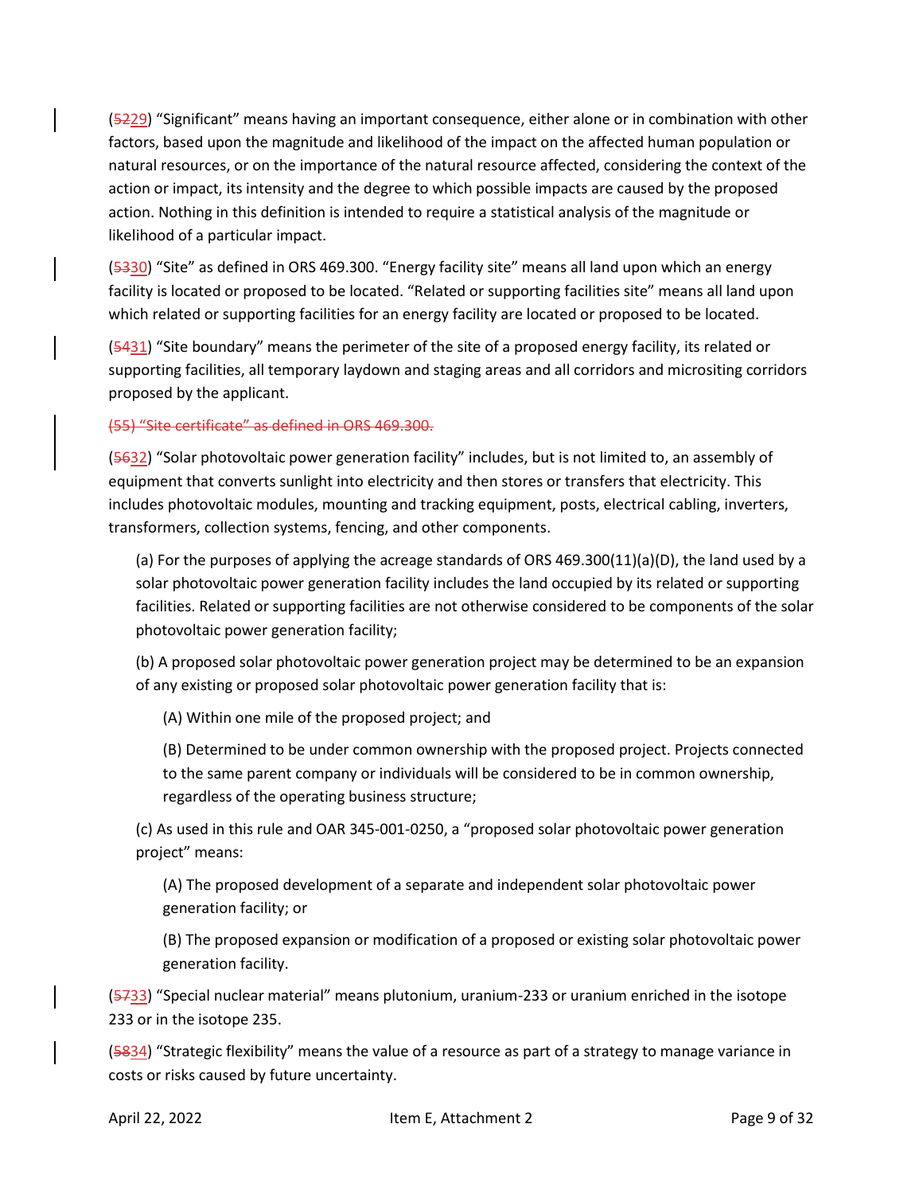(~~52~~29) "Significant" means having an important consequence, either alone or in combination with other factors, based upon the magnitude and likelihood of the impact on the affected human population or natural resources, or on the importance of the natural resource affected, considering the context of the action or impact, its intensity and the degree to which possible impacts are caused by the proposed action. Nothing in this definition is intended to require a statistical analysis of the magnitude or likelihood of a particular impact.

(~~53~~30) "Site" as defined in ORS 469.300. "Energy facility site" means all land upon which an energy facility is located or proposed to be located. "Related or supporting facilities site" means all land upon which related or supporting facilities for an energy facility are located or proposed to be located.

(~~54~~31) "Site boundary" means the perimeter of the site of a proposed energy facility, its related or supporting facilities, all temporary laydown and staging areas and all corridors and micrositing corridors proposed by the applicant.

~~(55) "Site certificate" as defined in ORS 469.300.~~

(~~56~~32) "Solar photovoltaic power generation facility" includes, but is not limited to, an assembly of equipment that converts sunlight into electricity and then stores or transfers that electricity. This includes photovoltaic modules, mounting and tracking equipment, posts, electrical cabling, inverters, transformers, collection systems, fencing, and other components.

> (a) For the purposes of applying the acreage standards of ORS 469.300(11)(a)(D), the land used by a solar photovoltaic power generation facility includes the land occupied by its related or supporting facilities. Related or supporting facilities are not otherwise considered to be components of the solar photovoltaic power generation facility;
>
> (b) A proposed solar photovoltaic power generation project may be determined to be an expansion of any existing or proposed solar photovoltaic power generation facility that is:
>
> > (A) Within one mile of the proposed project; and
> >
> > (B) Determined to be under common ownership with the proposed project. Projects connected to the same parent company or individuals will be considered to be in common ownership, regardless of the operating business structure;
>
> (c) As used in this rule and OAR 345-001-0250, a "proposed solar photovoltaic power generation project" means:
>
> > (A) The proposed development of a separate and independent solar photovoltaic power generation facility; or
> >
> > (B) The proposed expansion or modification of a proposed or existing solar photovoltaic power generation facility.

(~~57~~33) "Special nuclear material" means plutonium, uranium-233 or uranium enriched in the isotope 233 or in the isotope 235.

(~~58~~34) "Strategic flexibility" means the value of a resource as part of a strategy to manage variance in costs or risks caused by future uncertainty.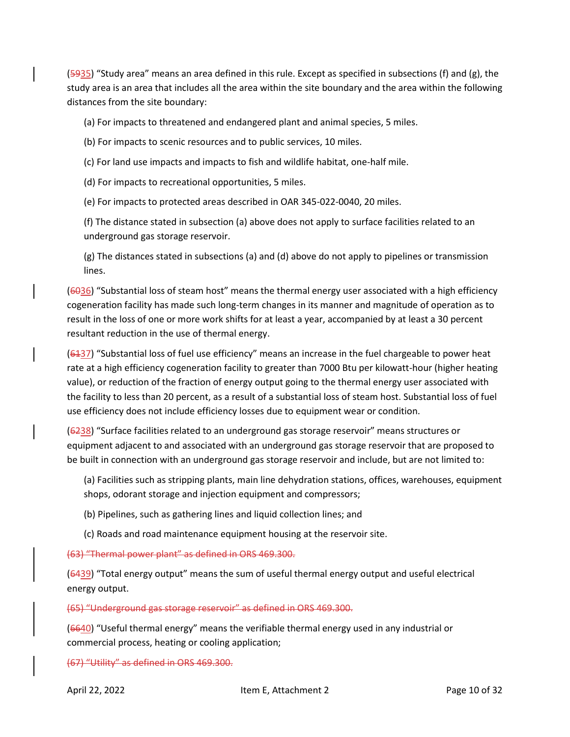(~~59~~35) "Study area" means an area defined in this rule. Except as specified in subsections (f) and (g), the study area is an area that includes all the area within the site boundary and the area within the following distances from the site boundary:

(a) For impacts to threatened and endangered plant and animal species, 5 miles.

(b) For impacts to scenic resources and to public services, 10 miles.

(c) For land use impacts and impacts to fish and wildlife habitat, one-half mile.

(d) For impacts to recreational opportunities, 5 miles.

(e) For impacts to protected areas described in OAR 345-022-0040, 20 miles.

(f) The distance stated in subsection (a) above does not apply to surface facilities related to an underground gas storage reservoir.

(g) The distances stated in subsections (a) and (d) above do not apply to pipelines or transmission lines.

(~~60~~36) "Substantial loss of steam host" means the thermal energy user associated with a high efficiency cogeneration facility has made such long-term changes in its manner and magnitude of operation as to result in the loss of one or more work shifts for at least a year, accompanied by at least a 30 percent resultant reduction in the use of thermal energy.

(~~61~~37) "Substantial loss of fuel use efficiency" means an increase in the fuel chargeable to power heat rate at a high efficiency cogeneration facility to greater than 7000 Btu per kilowatt-hour (higher heating value), or reduction of the fraction of energy output going to the thermal energy user associated with the facility to less than 20 percent, as a result of a substantial loss of steam host. Substantial loss of fuel use efficiency does not include efficiency losses due to equipment wear or condition.

(~~62~~38) "Surface facilities related to an underground gas storage reservoir" means structures or equipment adjacent to and associated with an underground gas storage reservoir that are proposed to be built in connection with an underground gas storage reservoir and include, but are not limited to:

(a) Facilities such as stripping plants, main line dehydration stations, offices, warehouses, equipment shops, odorant storage and injection equipment and compressors;

(b) Pipelines, such as gathering lines and liquid collection lines; and

(c) Roads and road maintenance equipment housing at the reservoir site.

~~(63) "Thermal power plant" as defined in ORS 469.300.~~

(~~64~~39) "Total energy output" means the sum of useful thermal energy output and useful electrical energy output.

~~(65) "Underground gas storage reservoir" as defined in ORS 469.300.~~

(~~66~~40) "Useful thermal energy" means the verifiable thermal energy used in any industrial or commercial process, heating or cooling application;

~~(67) "Utility" as defined in ORS 469.300.~~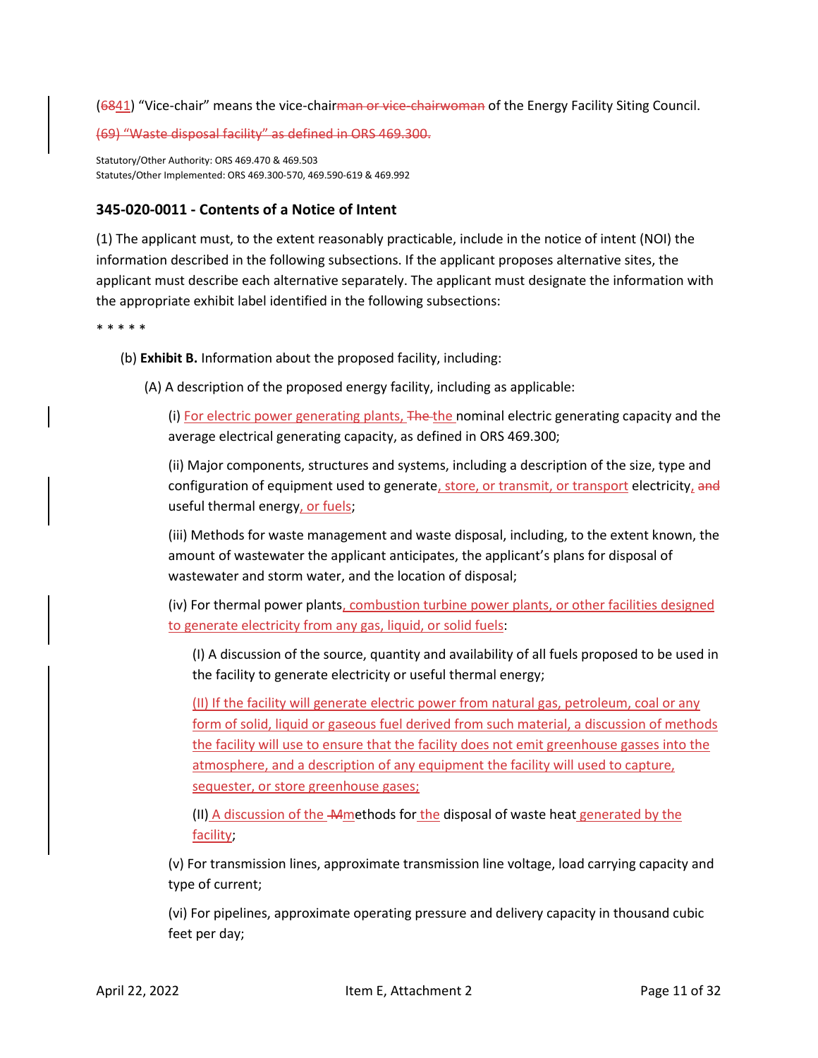(6841) "Vice-chair" means the vice-chairman or vice-chairwoman of the Energy Facility Siting Council.

(69) "Waste disposal facility" as defined in ORS 469.300.

Statutory/Other Authority: ORS 469.470 & 469.503
Statutes/Other Implemented: ORS 469.300-570, 469.590-619 & 469.992

### 345-020-0011 - Contents of a Notice of Intent

(1) The applicant must, to the extent reasonably practicable, include in the notice of intent (NOI) the information described in the following subsections. If the applicant proposes alternative sites, the applicant must describe each alternative separately. The applicant must designate the information with the appropriate exhibit label identified in the following subsections:

* * * * *

(b) **Exhibit B.** Information about the proposed facility, including:

(A) A description of the proposed energy facility, including as applicable:

(i) For electric power generating plants, The the nominal electric generating capacity and the average electrical generating capacity, as defined in ORS 469.300;

(ii) Major components, structures and systems, including a description of the size, type and configuration of equipment used to generate, store, or transmit, or transport electricity, and useful thermal energy, or fuels;

(iii) Methods for waste management and waste disposal, including, to the extent known, the amount of wastewater the applicant anticipates, the applicant's plans for disposal of wastewater and storm water, and the location of disposal;

(iv) For thermal power plants, combustion turbine power plants, or other facilities designed to generate electricity from any gas, liquid, or solid fuels:

(I) A discussion of the source, quantity and availability of all fuels proposed to be used in the facility to generate electricity or useful thermal energy;

(II) If the facility will generate electric power from natural gas, petroleum, coal or any form of solid, liquid or gaseous fuel derived from such material, a discussion of methods the facility will use to ensure that the facility does not emit greenhouse gasses into the atmosphere, and a description of any equipment the facility will used to capture, sequester, or store greenhouse gases;

(II) A discussion of the Mmethods for the disposal of waste heat generated by the facility;

(v) For transmission lines, approximate transmission line voltage, load carrying capacity and type of current;

(vi) For pipelines, approximate operating pressure and delivery capacity in thousand cubic feet per day;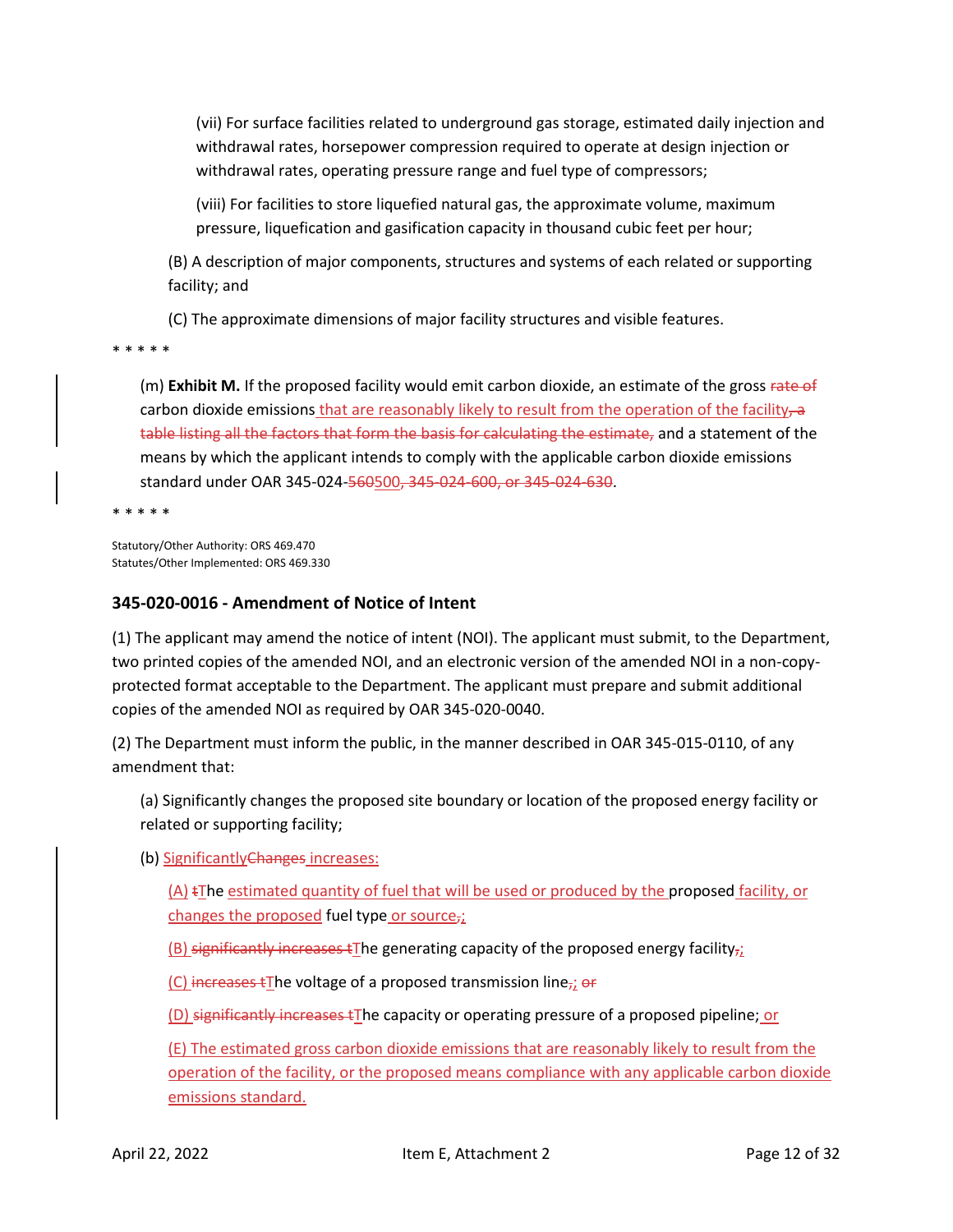(vii) For surface facilities related to underground gas storage, estimated daily injection and withdrawal rates, horsepower compression required to operate at design injection or withdrawal rates, operating pressure range and fuel type of compressors;

(viii) For facilities to store liquefied natural gas, the approximate volume, maximum pressure, liquefication and gasification capacity in thousand cubic feet per hour;

(B) A description of major components, structures and systems of each related or supporting facility; and

(C) The approximate dimensions of major facility structures and visible features.

* * * * *

(m) **Exhibit M.** If the proposed facility would emit carbon dioxide, an estimate of the gross ~~rate of~~ carbon dioxide emissions that are reasonably likely to result from the operation of the facility~~, a table listing all the factors that form the basis for calculating the estimate,~~ and a statement of the means by which the applicant intends to comply with the applicable carbon dioxide emissions standard under OAR 345-024-~~560~~500~~, 345-024-600, or 345-024-630~~.

* * * * *

Statutory/Other Authority: ORS 469.470
Statutes/Other Implemented: ORS 469.330

### 345-020-0016 - Amendment of Notice of Intent

(1) The applicant may amend the notice of intent (NOI). The applicant must submit, to the Department, two printed copies of the amended NOI, and an electronic version of the amended NOI in a non-copy-protected format acceptable to the Department. The applicant must prepare and submit additional copies of the amended NOI as required by OAR 345-020-0040.

(2) The Department must inform the public, in the manner described in OAR 345-015-0110, of any amendment that:

(a) Significantly changes the proposed site boundary or location of the proposed energy facility or related or supporting facility;

(b) Significantly~~Changes~~ increases:

(A) ~~t~~The estimated quantity of fuel that will be used or produced by the proposed facility, or changes the proposed fuel type or source~~,~~;

(B) ~~significantly increases t~~The generating capacity of the proposed energy facility~~,~~;

(C) ~~increases t~~The voltage of a proposed transmission line~~,~~; ~~or~~

(D) ~~significantly increases t~~The capacity or operating pressure of a proposed pipeline; or

(E) The estimated gross carbon dioxide emissions that are reasonably likely to result from the operation of the facility, or the proposed means compliance with any applicable carbon dioxide emissions standard.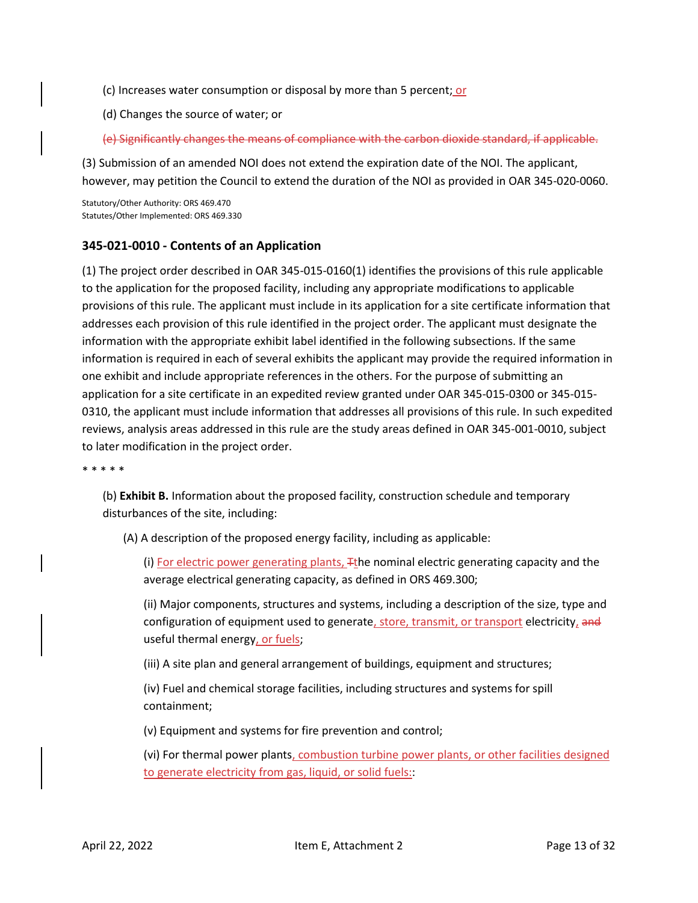(c) Increases water consumption or disposal by more than 5 percent; or

(d) Changes the source of water; or

~~(e) Significantly changes the means of compliance with the carbon dioxide standard, if applicable.~~

(3) Submission of an amended NOI does not extend the expiration date of the NOI. The applicant, however, may petition the Council to extend the duration of the NOI as provided in OAR 345-020-0060.

Statutory/Other Authority: ORS 469.470
Statutes/Other Implemented: ORS 469.330

### 345-021-0010 - Contents of an Application

(1) The project order described in OAR 345-015-0160(1) identifies the provisions of this rule applicable to the application for the proposed facility, including any appropriate modifications to applicable provisions of this rule. The applicant must include in its application for a site certificate information that addresses each provision of this rule identified in the project order. The applicant must designate the information with the appropriate exhibit label identified in the following subsections. If the same information is required in each of several exhibits the applicant may provide the required information in one exhibit and include appropriate references in the others. For the purpose of submitting an application for a site certificate in an expedited review granted under OAR 345-015-0300 or 345-015-0310, the applicant must include information that addresses all provisions of this rule. In such expedited reviews, analysis areas addressed in this rule are the study areas defined in OAR 345-001-0010, subject to later modification in the project order.

* * * * *

(b) **Exhibit B.** Information about the proposed facility, construction schedule and temporary disturbances of the site, including:

(A) A description of the proposed energy facility, including as applicable:

(i) For electric power generating plants, ~~T~~the nominal electric generating capacity and the average electrical generating capacity, as defined in ORS 469.300;

(ii) Major components, structures and systems, including a description of the size, type and configuration of equipment used to generate, store, transmit, or transport electricity, ~~and~~ useful thermal energy, or fuels;

(iii) A site plan and general arrangement of buildings, equipment and structures;

(iv) Fuel and chemical storage facilities, including structures and systems for spill containment;

(v) Equipment and systems for fire prevention and control;

(vi) For thermal power plants, combustion turbine power plants, or other facilities designed to generate electricity from gas, liquid, or solid fuels::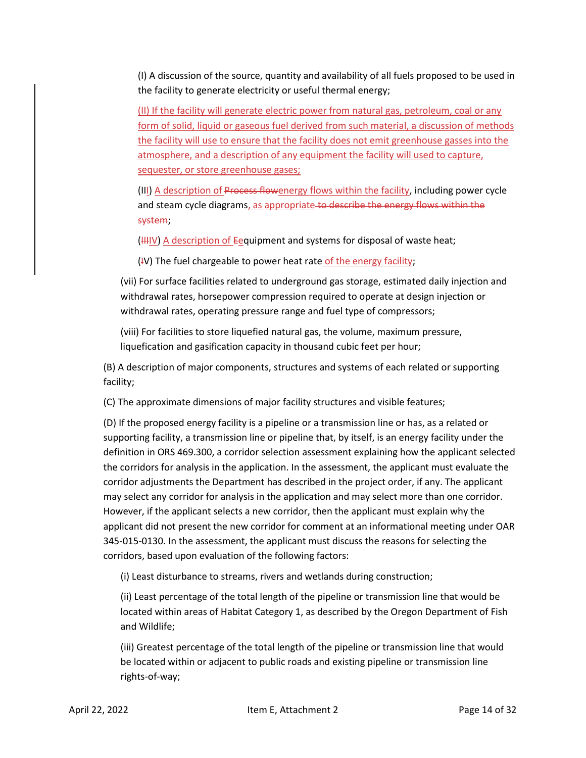(I) A discussion of the source, quantity and availability of all fuels proposed to be used in the facility to generate electricity or useful thermal energy;

<u>(II) If the facility will generate electric power from natural gas, petroleum, coal or any form of solid, liquid or gaseous fuel derived from such material, a discussion of methods the facility will use to ensure that the facility does not emit greenhouse gasses into the atmosphere, and a description of any equipment the facility will used to capture, sequester, or store greenhouse gases;</u>

(II<u>I</u>) <u>A description of</u> ~~Process flow~~<u>energy flows within the facility</u>, including power cycle and steam cycle diagrams<u>, as appropriate</u> ~~to describe the energy flows within the system~~;

(~~III~~<u>IV</u>) <u>A description of</u> ~~E~~<u>e</u>quipment and systems for disposal of waste heat;

(~~I~~V) The fuel chargeable to power heat rate <u>of the energy facility</u>;

(vii) For surface facilities related to underground gas storage, estimated daily injection and withdrawal rates, horsepower compression required to operate at design injection or withdrawal rates, operating pressure range and fuel type of compressors;

(viii) For facilities to store liquefied natural gas, the volume, maximum pressure, liquefication and gasification capacity in thousand cubic feet per hour;

(B) A description of major components, structures and systems of each related or supporting facility;

(C) The approximate dimensions of major facility structures and visible features;

(D) If the proposed energy facility is a pipeline or a transmission line or has, as a related or supporting facility, a transmission line or pipeline that, by itself, is an energy facility under the definition in ORS 469.300, a corridor selection assessment explaining how the applicant selected the corridors for analysis in the application. In the assessment, the applicant must evaluate the corridor adjustments the Department has described in the project order, if any. The applicant may select any corridor for analysis in the application and may select more than one corridor. However, if the applicant selects a new corridor, then the applicant must explain why the applicant did not present the new corridor for comment at an informational meeting under OAR 345-015-0130. In the assessment, the applicant must discuss the reasons for selecting the corridors, based upon evaluation of the following factors:

(i) Least disturbance to streams, rivers and wetlands during construction;

(ii) Least percentage of the total length of the pipeline or transmission line that would be located within areas of Habitat Category 1, as described by the Oregon Department of Fish and Wildlife;

(iii) Greatest percentage of the total length of the pipeline or transmission line that would be located within or adjacent to public roads and existing pipeline or transmission line rights-of-way;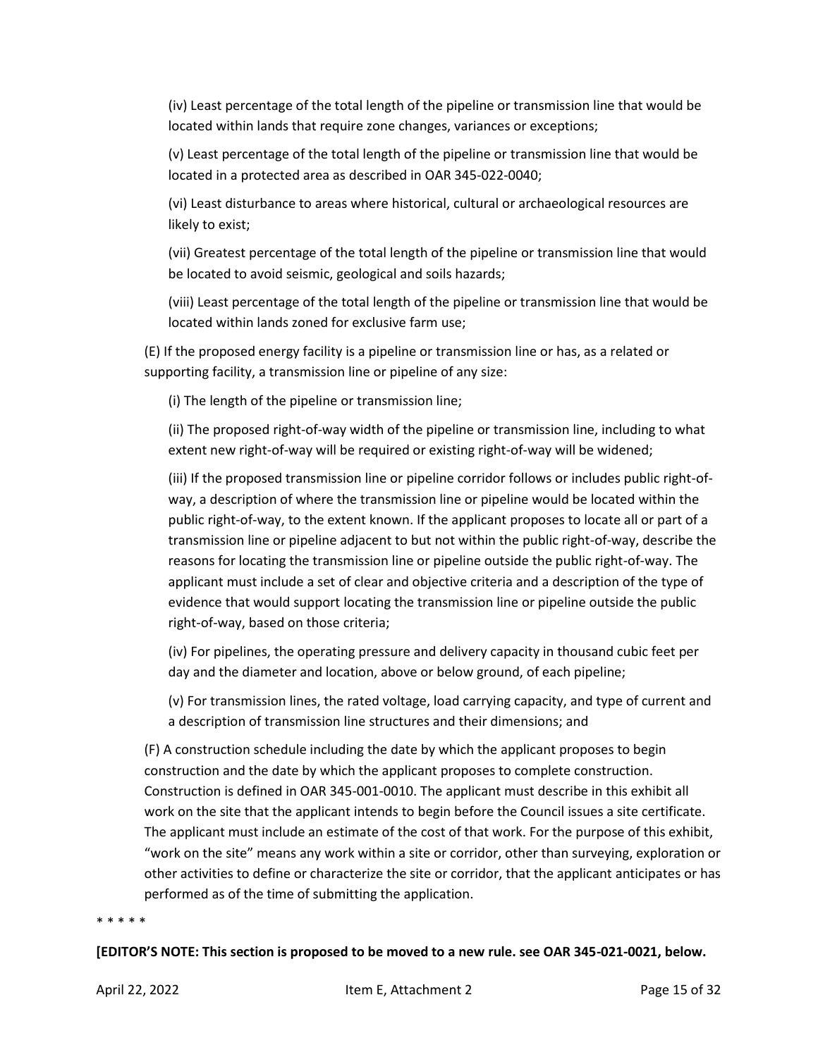(iv) Least percentage of the total length of the pipeline or transmission line that would be located within lands that require zone changes, variances or exceptions;

(v) Least percentage of the total length of the pipeline or transmission line that would be located in a protected area as described in OAR 345-022-0040;

(vi) Least disturbance to areas where historical, cultural or archaeological resources are likely to exist;

(vii) Greatest percentage of the total length of the pipeline or transmission line that would be located to avoid seismic, geological and soils hazards;

(viii) Least percentage of the total length of the pipeline or transmission line that would be located within lands zoned for exclusive farm use;

(E) If the proposed energy facility is a pipeline or transmission line or has, as a related or supporting facility, a transmission line or pipeline of any size:

(i) The length of the pipeline or transmission line;

(ii) The proposed right-of-way width of the pipeline or transmission line, including to what extent new right-of-way will be required or existing right-of-way will be widened;

(iii) If the proposed transmission line or pipeline corridor follows or includes public right-of-way, a description of where the transmission line or pipeline would be located within the public right-of-way, to the extent known. If the applicant proposes to locate all or part of a transmission line or pipeline adjacent to but not within the public right-of-way, describe the reasons for locating the transmission line or pipeline outside the public right-of-way. The applicant must include a set of clear and objective criteria and a description of the type of evidence that would support locating the transmission line or pipeline outside the public right-of-way, based on those criteria;

(iv) For pipelines, the operating pressure and delivery capacity in thousand cubic feet per day and the diameter and location, above or below ground, of each pipeline;

(v) For transmission lines, the rated voltage, load carrying capacity, and type of current and a description of transmission line structures and their dimensions; and

(F) A construction schedule including the date by which the applicant proposes to begin construction and the date by which the applicant proposes to complete construction. Construction is defined in OAR 345-001-0010. The applicant must describe in this exhibit all work on the site that the applicant intends to begin before the Council issues a site certificate. The applicant must include an estimate of the cost of that work. For the purpose of this exhibit, "work on the site" means any work within a site or corridor, other than surveying, exploration or other activities to define or characterize the site or corridor, that the applicant anticipates or has performed as of the time of submitting the application.

* * * * *

**[EDITOR'S NOTE: This section is proposed to be moved to a new rule. see OAR 345-021-0021, below.**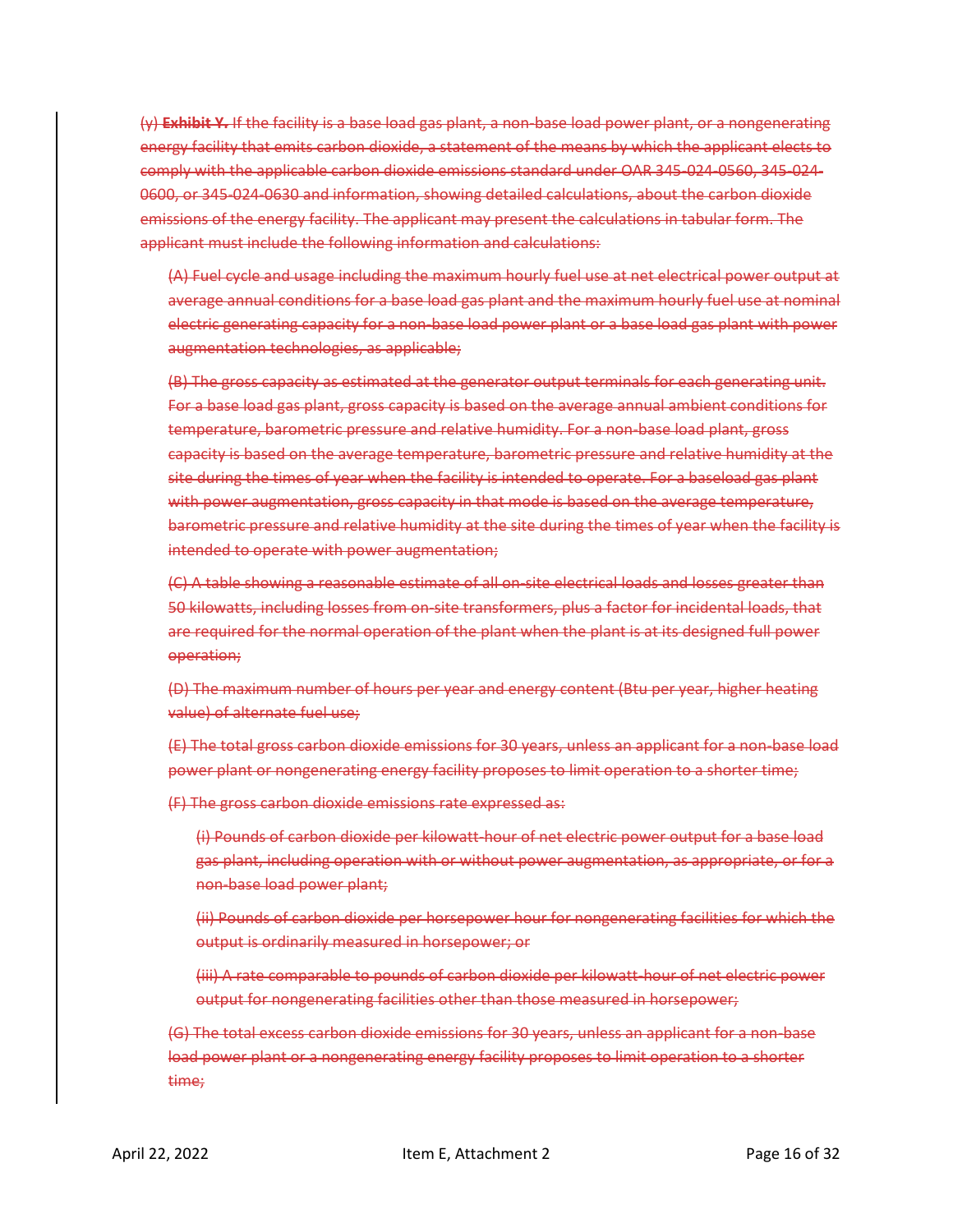~~(y) **Exhibit Y.** If the facility is a base load gas plant, a non-base load power plant, or a nongenerating energy facility that emits carbon dioxide, a statement of the means by which the applicant elects to comply with the applicable carbon dioxide emissions standard under OAR 345-024-0560, 345-024-0600, or 345-024-0630 and information, showing detailed calculations, about the carbon dioxide emissions of the energy facility. The applicant may present the calculations in tabular form. The applicant must include the following information and calculations:~~

~~(A) Fuel cycle and usage including the maximum hourly fuel use at net electrical power output at average annual conditions for a base load gas plant and the maximum hourly fuel use at nominal electric generating capacity for a non-base load power plant or a base load gas plant with power augmentation technologies, as applicable;~~

~~(B) The gross capacity as estimated at the generator output terminals for each generating unit. For a base load gas plant, gross capacity is based on the average annual ambient conditions for temperature, barometric pressure and relative humidity. For a non-base load plant, gross capacity is based on the average temperature, barometric pressure and relative humidity at the site during the times of year when the facility is intended to operate. For a baseload gas plant with power augmentation, gross capacity in that mode is based on the average temperature, barometric pressure and relative humidity at the site during the times of year when the facility is intended to operate with power augmentation;~~

~~(C) A table showing a reasonable estimate of all on-site electrical loads and losses greater than 50 kilowatts, including losses from on-site transformers, plus a factor for incidental loads, that are required for the normal operation of the plant when the plant is at its designed full power operation;~~

~~(D) The maximum number of hours per year and energy content (Btu per year, higher heating value) of alternate fuel use;~~

~~(E) The total gross carbon dioxide emissions for 30 years, unless an applicant for a non-base load power plant or nongenerating energy facility proposes to limit operation to a shorter time;~~

~~(F) The gross carbon dioxide emissions rate expressed as:~~

~~(i) Pounds of carbon dioxide per kilowatt-hour of net electric power output for a base load gas plant, including operation with or without power augmentation, as appropriate, or for a non-base load power plant;~~

~~(ii) Pounds of carbon dioxide per horsepower hour for nongenerating facilities for which the output is ordinarily measured in horsepower; or~~

~~(iii) A rate comparable to pounds of carbon dioxide per kilowatt-hour of net electric power output for nongenerating facilities other than those measured in horsepower;~~

~~(G) The total excess carbon dioxide emissions for 30 years, unless an applicant for a non-base load power plant or a nongenerating energy facility proposes to limit operation to a shorter time;~~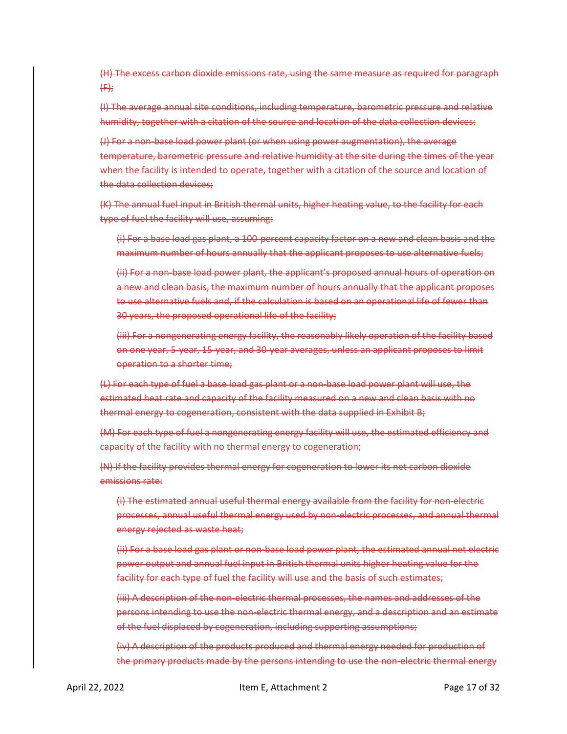~~(H) The excess carbon dioxide emissions rate, using the same measure as required for paragraph (F);~~

~~(I) The average annual site conditions, including temperature, barometric pressure and relative humidity, together with a citation of the source and location of the data collection devices;~~

~~(J) For a non-base load power plant (or when using power augmentation), the average temperature, barometric pressure and relative humidity at the site during the times of the year when the facility is intended to operate, together with a citation of the source and location of the data collection devices;~~

~~(K) The annual fuel input in British thermal units, higher heating value, to the facility for each type of fuel the facility will use, assuming:~~

> ~~(i) For a base load gas plant, a 100-percent capacity factor on a new and clean basis and the maximum number of hours annually that the applicant proposes to use alternative fuels;~~
>
> ~~(ii) For a non-base load power plant, the applicant's proposed annual hours of operation on a new and clean basis, the maximum number of hours annually that the applicant proposes to use alternative fuels and, if the calculation is based on an operational life of fewer than 30 years, the proposed operational life of the facility;~~
>
> ~~(iii) For a nongenerating energy facility, the reasonably likely operation of the facility based on one year, 5-year, 15-year, and 30-year averages, unless an applicant proposes to limit operation to a shorter time;~~

~~(L) For each type of fuel a base load gas plant or a non-base load power plant will use, the estimated heat rate and capacity of the facility measured on a new and clean basis with no thermal energy to cogeneration, consistent with the data supplied in Exhibit B;~~

~~(M) For each type of fuel a nongenerating energy facility will use, the estimated efficiency and capacity of the facility with no thermal energy to cogeneration;~~

~~(N) If the facility provides thermal energy for cogeneration to lower its net carbon dioxide emissions rate:~~

> ~~(i) The estimated annual useful thermal energy available from the facility for non-electric processes, annual useful thermal energy used by non-electric processes, and annual thermal energy rejected as waste heat;~~
>
> ~~(ii) For a base load gas plant or non-base load power plant, the estimated annual net electric power output and annual fuel input in British thermal units higher heating value for the facility for each type of fuel the facility will use and the basis of such estimates;~~
>
> ~~(iii) A description of the non-electric thermal processes, the names and addresses of the persons intending to use the non-electric thermal energy, and a description and an estimate of the fuel displaced by cogeneration, including supporting assumptions;~~
>
> ~~(iv) A description of the products produced and thermal energy needed for production of the primary products made by the persons intending to use the non-electric thermal energy~~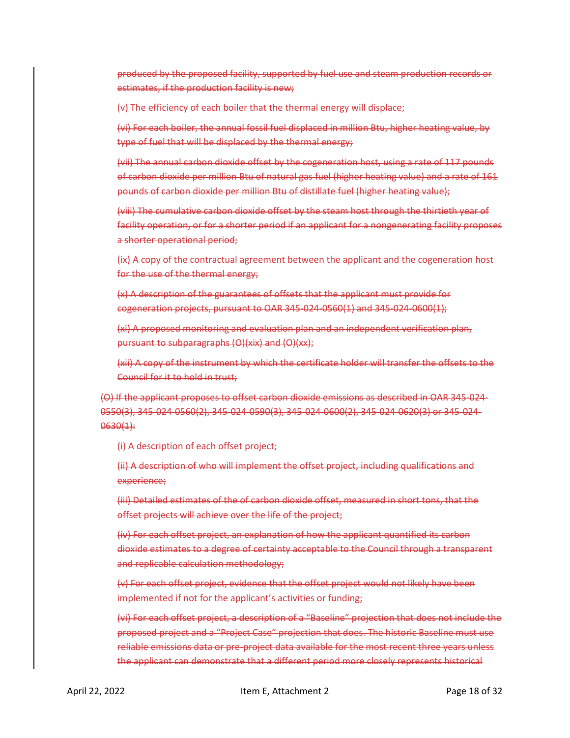~~produced by the proposed facility, supported by fuel use and steam production records or estimates, if the production facility is new;~~

~~(v) The efficiency of each boiler that the thermal energy will displace;~~

~~(vi) For each boiler, the annual fossil fuel displaced in million Btu, higher heating value, by type of fuel that will be displaced by the thermal energy;~~

~~(vii) The annual carbon dioxide offset by the cogeneration host, using a rate of 117 pounds of carbon dioxide per million Btu of natural gas fuel (higher heating value) and a rate of 161 pounds of carbon dioxide per million Btu of distillate fuel (higher heating value);~~

~~(viii) The cumulative carbon dioxide offset by the steam host through the thirtieth year of facility operation, or for a shorter period if an applicant for a nongenerating facility proposes a shorter operational period;~~

~~(ix) A copy of the contractual agreement between the applicant and the cogeneration host for the use of the thermal energy;~~

~~(x) A description of the guarantees of offsets that the applicant must provide for cogeneration projects, pursuant to OAR 345-024-0560(1) and 345-024-0600(1);~~

~~(xi) A proposed monitoring and evaluation plan and an independent verification plan, pursuant to subparagraphs (O)(xix) and (O)(xx);~~

~~(xii) A copy of the instrument by which the certificate holder will transfer the offsets to the Council for it to hold in trust;~~

~~(O) If the applicant proposes to offset carbon dioxide emissions as described in OAR 345-024-0550(3), 345-024-0560(2), 345-024-0590(3), 345-024-0600(2), 345-024-0620(3) or 345-024-0630(1):~~

~~(i) A description of each offset project;~~

~~(ii) A description of who will implement the offset project, including qualifications and experience;~~

~~(iii) Detailed estimates of the of carbon dioxide offset, measured in short tons, that the offset projects will achieve over the life of the project;~~

~~(iv) For each offset project, an explanation of how the applicant quantified its carbon dioxide estimates to a degree of certainty acceptable to the Council through a transparent and replicable calculation methodology;~~

~~(v) For each offset project, evidence that the offset project would not likely have been implemented if not for the applicant's activities or funding;~~

~~(vi) For each offset project, a description of a "Baseline" projection that does not include the proposed project and a "Project Case" projection that does. The historic Baseline must use reliable emissions data or pre-project data available for the most recent three years unless the applicant can demonstrate that a different period more closely represents historical~~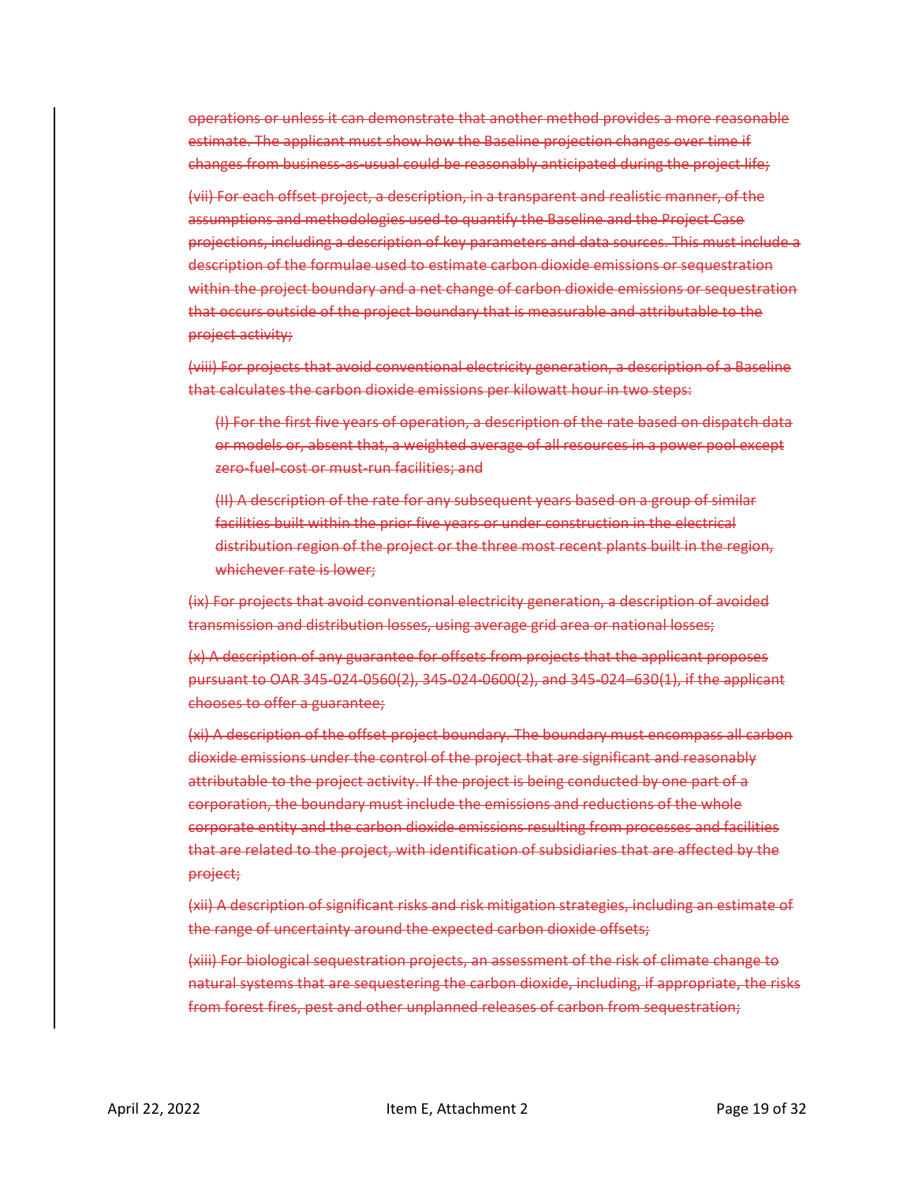~~operations or unless it can demonstrate that another method provides a more reasonable estimate. The applicant must show how the Baseline projection changes over time if changes from business-as-usual could be reasonably anticipated during the project life;~~

~~(vii) For each offset project, a description, in a transparent and realistic manner, of the assumptions and methodologies used to quantify the Baseline and the Project Case projections, including a description of key parameters and data sources. This must include a description of the formulae used to estimate carbon dioxide emissions or sequestration within the project boundary and a net change of carbon dioxide emissions or sequestration that occurs outside of the project boundary that is measurable and attributable to the project activity;~~

~~(viii) For projects that avoid conventional electricity generation, a description of a Baseline that calculates the carbon dioxide emissions per kilowatt hour in two steps:~~

> ~~(I) For the first five years of operation, a description of the rate based on dispatch data or models or, absent that, a weighted average of all resources in a power pool except zero-fuel-cost or must-run facilities; and~~
>
> ~~(II) A description of the rate for any subsequent years based on a group of similar facilities built within the prior five years or under construction in the electrical distribution region of the project or the three most recent plants built in the region, whichever rate is lower;~~

~~(ix) For projects that avoid conventional electricity generation, a description of avoided transmission and distribution losses, using average grid area or national losses;~~

~~(x) A description of any guarantee for offsets from projects that the applicant proposes pursuant to OAR 345-024-0560(2), 345-024-0600(2), and 345-024–630(1), if the applicant chooses to offer a guarantee;~~

~~(xi) A description of the offset project boundary. The boundary must encompass all carbon dioxide emissions under the control of the project that are significant and reasonably attributable to the project activity. If the project is being conducted by one part of a corporation, the boundary must include the emissions and reductions of the whole corporate entity and the carbon dioxide emissions resulting from processes and facilities that are related to the project, with identification of subsidiaries that are affected by the project;~~

~~(xii) A description of significant risks and risk mitigation strategies, including an estimate of the range of uncertainty around the expected carbon dioxide offsets;~~

~~(xiii) For biological sequestration projects, an assessment of the risk of climate change to natural systems that are sequestering the carbon dioxide, including, if appropriate, the risks from forest fires, pest and other unplanned releases of carbon from sequestration;~~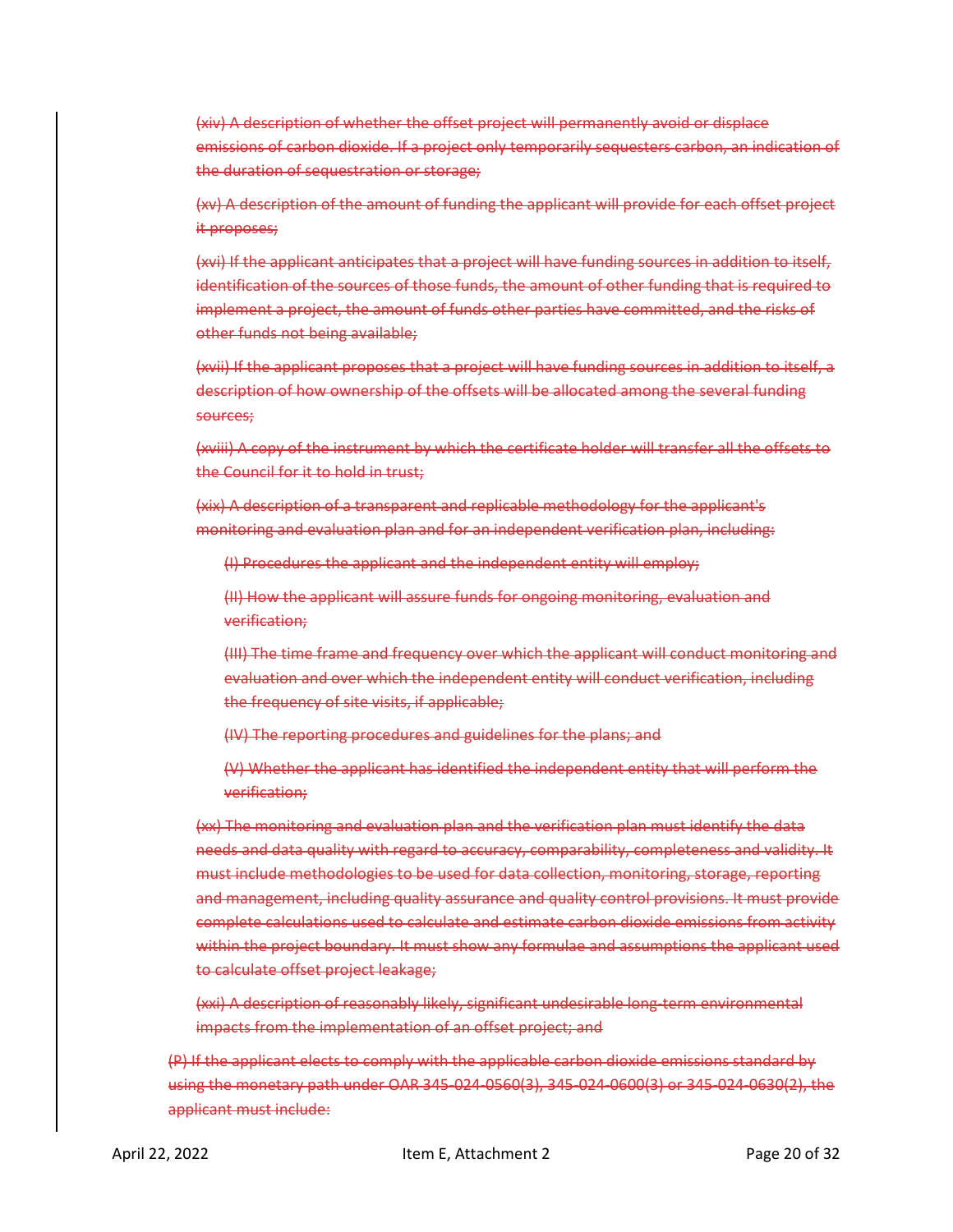~~(xiv) A description of whether the offset project will permanently avoid or displace emissions of carbon dioxide. If a project only temporarily sequesters carbon, an indication of the duration of sequestration or storage;~~

~~(xv) A description of the amount of funding the applicant will provide for each offset project it proposes;~~

~~(xvi) If the applicant anticipates that a project will have funding sources in addition to itself, identification of the sources of those funds, the amount of other funding that is required to implement a project, the amount of funds other parties have committed, and the risks of other funds not being available;~~

~~(xvii) If the applicant proposes that a project will have funding sources in addition to itself, a description of how ownership of the offsets will be allocated among the several funding sources;~~

~~(xviii) A copy of the instrument by which the certificate holder will transfer all the offsets to the Council for it to hold in trust;~~

~~(xix) A description of a transparent and replicable methodology for the applicant's monitoring and evaluation plan and for an independent verification plan, including:~~

> ~~(I) Procedures the applicant and the independent entity will employ;~~
>
> ~~(II) How the applicant will assure funds for ongoing monitoring, evaluation and verification;~~
>
> ~~(III) The time frame and frequency over which the applicant will conduct monitoring and evaluation and over which the independent entity will conduct verification, including the frequency of site visits, if applicable;~~
>
> ~~(IV) The reporting procedures and guidelines for the plans; and~~
>
> ~~(V) Whether the applicant has identified the independent entity that will perform the verification;~~

~~(xx) The monitoring and evaluation plan and the verification plan must identify the data needs and data quality with regard to accuracy, comparability, completeness and validity. It must include methodologies to be used for data collection, monitoring, storage, reporting and management, including quality assurance and quality control provisions. It must provide complete calculations used to calculate and estimate carbon dioxide emissions from activity within the project boundary. It must show any formulae and assumptions the applicant used to calculate offset project leakage;~~

~~(xxi) A description of reasonably likely, significant undesirable long-term environmental impacts from the implementation of an offset project; and~~

~~(P) If the applicant elects to comply with the applicable carbon dioxide emissions standard by using the monetary path under OAR 345-024-0560(3), 345-024-0600(3) or 345-024-0630(2), the applicant must include:~~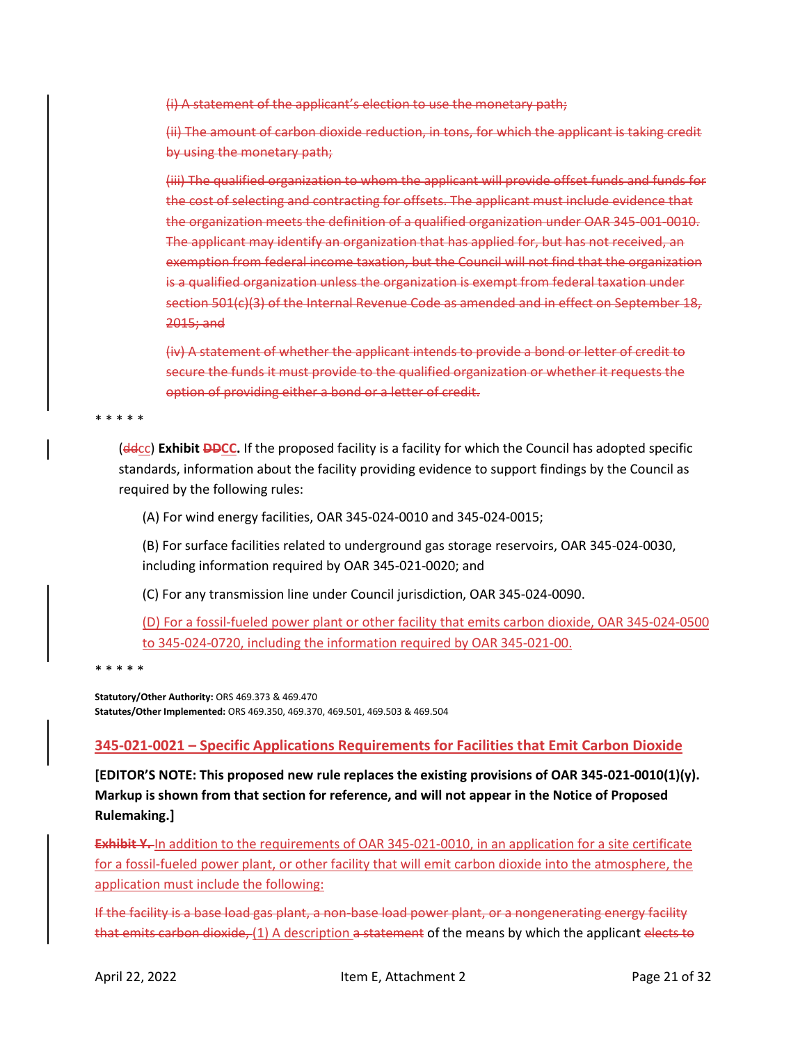~~(i) A statement of the applicant's election to use the monetary path;~~

~~(ii) The amount of carbon dioxide reduction, in tons, for which the applicant is taking credit by using the monetary path;~~

~~(iii) The qualified organization to whom the applicant will provide offset funds and funds for the cost of selecting and contracting for offsets. The applicant must include evidence that the organization meets the definition of a qualified organization under OAR 345-001-0010. The applicant may identify an organization that has applied for, but has not received, an exemption from federal income taxation, but the Council will not find that the organization is a qualified organization unless the organization is exempt from federal taxation under section 501(c)(3) of the Internal Revenue Code as amended and in effect on September 18, 2015; and~~

~~(iv) A statement of whether the applicant intends to provide a bond or letter of credit to secure the funds it must provide to the qualified organization or whether it requests the option of providing either a bond or a letter of credit.~~

\* \* \* \* \*

(~~dd~~cc) **Exhibit ~~DD~~CC.** If the proposed facility is a facility for which the Council has adopted specific standards, information about the facility providing evidence to support findings by the Council as required by the following rules:

(A) For wind energy facilities, OAR 345-024-0010 and 345-024-0015;

(B) For surface facilities related to underground gas storage reservoirs, OAR 345-024-0030, including information required by OAR 345-021-0020; and

(C) For any transmission line under Council jurisdiction, OAR 345-024-0090.

(D) For a fossil-fueled power plant or other facility that emits carbon dioxide, OAR 345-024-0500 to 345-024-0720, including the information required by OAR 345-021-00.

\* \* \* \* \*

**Statutory/Other Authority:** ORS 469.373 & 469.470
**Statutes/Other Implemented:** ORS 469.350, 469.370, 469.501, 469.503 & 469.504

## 345-021-0021 – Specific Applications Requirements for Facilities that Emit Carbon Dioxide

**[EDITOR'S NOTE: This proposed new rule replaces the existing provisions of OAR 345-021-0010(1)(y). Markup is shown from that section for reference, and will not appear in the Notice of Proposed Rulemaking.]**

~~**Exhibit Y.**~~ In addition to the requirements of OAR 345-021-0010, in an application for a site certificate for a fossil-fueled power plant, or other facility that will emit carbon dioxide into the atmosphere, the application must include the following:

~~If the facility is a base load gas plant, a non-base load power plant, or a nongenerating energy facility that emits carbon dioxide,~~ (1) A description ~~a statement~~ of the means by which the applicant ~~elects to~~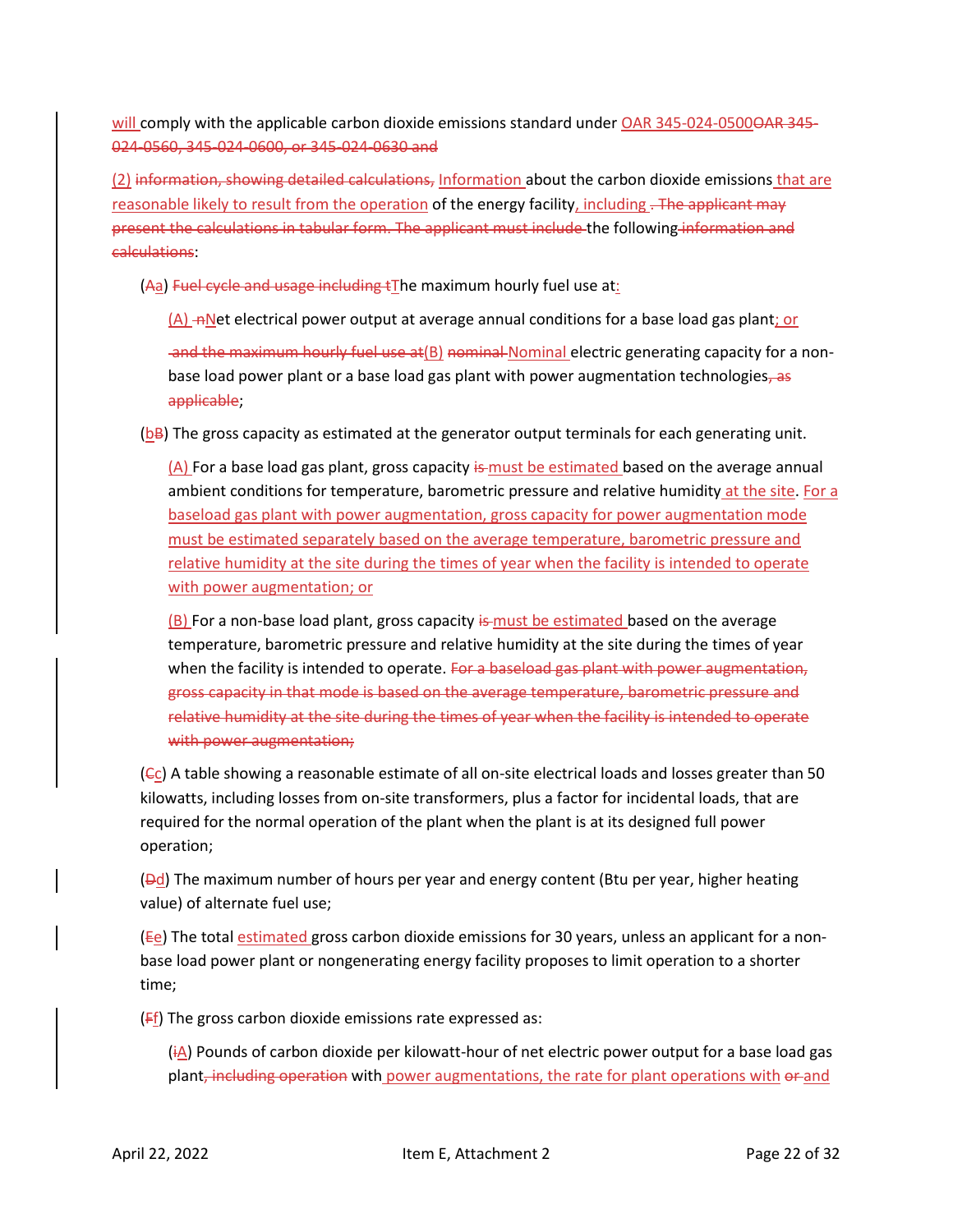will comply with the applicable carbon dioxide emissions standard under OAR 345-024-0500~~OAR 345-024-0560, 345-024-0600, or 345-024-0630 and~~

(2) ~~information, showing detailed calculations,~~ Information about the carbon dioxide emissions that are reasonable likely to result from the operation of the energy facility, including ~~. The applicant may present the calculations in tabular form. The applicant must include~~ the following ~~information and calculations~~:

(~~A~~a) ~~Fuel cycle and usage including t~~The maximum hourly fuel use at:

(A) ~~n~~Net electrical power output at average annual conditions for a base load gas plant; or

~~and the maximum hourly fuel use at~~(B) ~~nominal~~ Nominal electric generating capacity for a non-base load power plant or a base load gas plant with power augmentation technologies~~, as applicable~~;

(b~~B~~) The gross capacity as estimated at the generator output terminals for each generating unit.

(A) For a base load gas plant, gross capacity ~~is~~ must be estimated based on the average annual ambient conditions for temperature, barometric pressure and relative humidity at the site. For a baseload gas plant with power augmentation, gross capacity for power augmentation mode must be estimated separately based on the average temperature, barometric pressure and relative humidity at the site during the times of year when the facility is intended to operate with power augmentation; or

(B) For a non-base load plant, gross capacity ~~is~~ must be estimated based on the average temperature, barometric pressure and relative humidity at the site during the times of year when the facility is intended to operate. ~~For a baseload gas plant with power augmentation, gross capacity in that mode is based on the average temperature, barometric pressure and relative humidity at the site during the times of year when the facility is intended to operate with power augmentation;~~

(~~C~~c) A table showing a reasonable estimate of all on-site electrical loads and losses greater than 50 kilowatts, including losses from on-site transformers, plus a factor for incidental loads, that are required for the normal operation of the plant when the plant is at its designed full power operation;

(~~D~~d) The maximum number of hours per year and energy content (Btu per year, higher heating value) of alternate fuel use;

(~~E~~e) The total estimated gross carbon dioxide emissions for 30 years, unless an applicant for a non-base load power plant or nongenerating energy facility proposes to limit operation to a shorter time;

(~~F~~f) The gross carbon dioxide emissions rate expressed as:

(~~i~~A) Pounds of carbon dioxide per kilowatt-hour of net electric power output for a base load gas plant~~, including operation~~ with power augmentations, the rate for plant operations with ~~or~~ and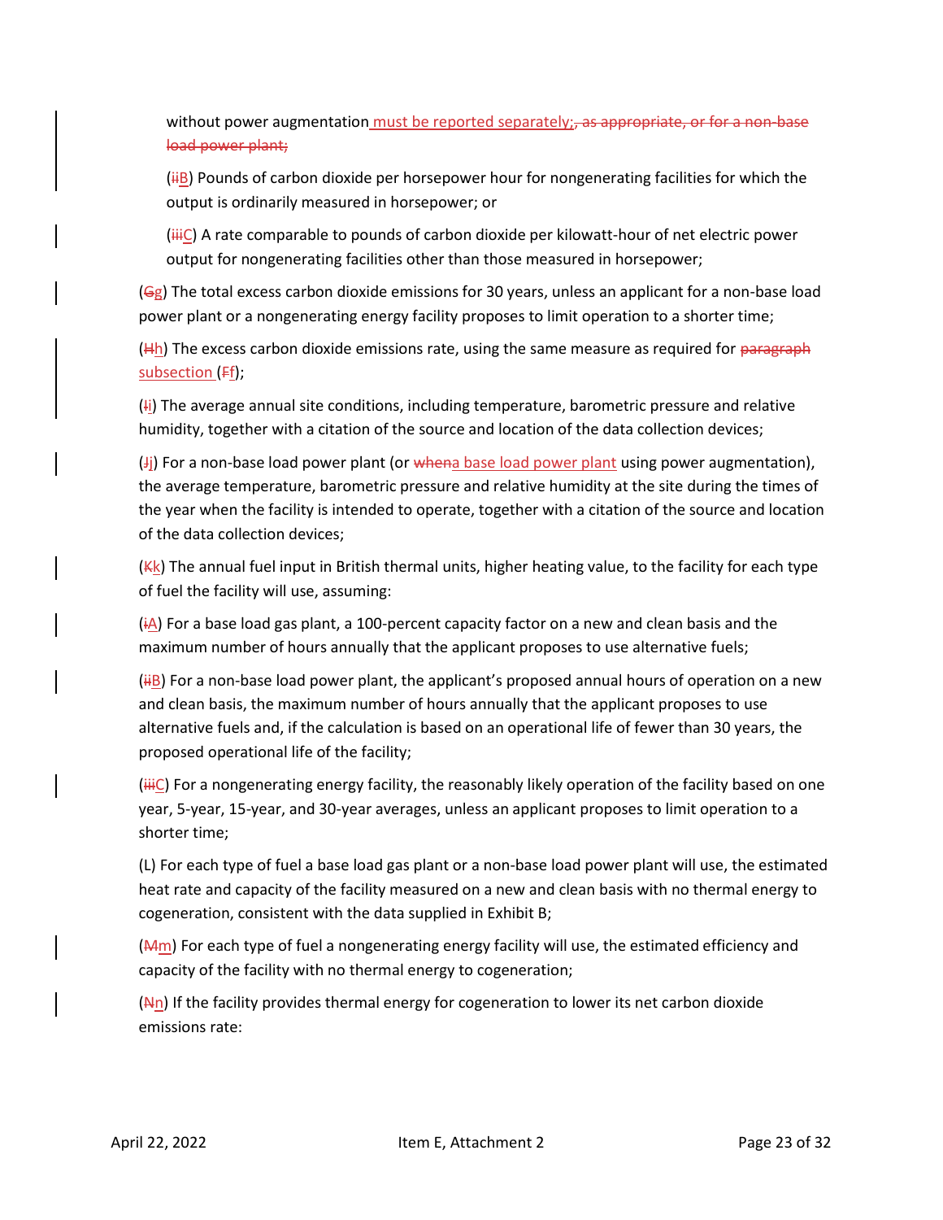without power augmentation must be reported separately;, as appropriate, or for a non-base load power plant;

(iiB) Pounds of carbon dioxide per horsepower hour for nongenerating facilities for which the output is ordinarily measured in horsepower; or

(iiiC) A rate comparable to pounds of carbon dioxide per kilowatt-hour of net electric power output for nongenerating facilities other than those measured in horsepower;

(Gg) The total excess carbon dioxide emissions for 30 years, unless an applicant for a non-base load power plant or a nongenerating energy facility proposes to limit operation to a shorter time;

(Hh) The excess carbon dioxide emissions rate, using the same measure as required for paragraph subsection (Ff);

(Ii) The average annual site conditions, including temperature, barometric pressure and relative humidity, together with a citation of the source and location of the data collection devices;

(Jj) For a non-base load power plant (or whena base load power plant using power augmentation), the average temperature, barometric pressure and relative humidity at the site during the times of the year when the facility is intended to operate, together with a citation of the source and location of the data collection devices;

(Kk) The annual fuel input in British thermal units, higher heating value, to the facility for each type of fuel the facility will use, assuming:

(iA) For a base load gas plant, a 100-percent capacity factor on a new and clean basis and the maximum number of hours annually that the applicant proposes to use alternative fuels;

(iiB) For a non-base load power plant, the applicant's proposed annual hours of operation on a new and clean basis, the maximum number of hours annually that the applicant proposes to use alternative fuels and, if the calculation is based on an operational life of fewer than 30 years, the proposed operational life of the facility;

(iiiC) For a nongenerating energy facility, the reasonably likely operation of the facility based on one year, 5-year, 15-year, and 30-year averages, unless an applicant proposes to limit operation to a shorter time;

(L) For each type of fuel a base load gas plant or a non-base load power plant will use, the estimated heat rate and capacity of the facility measured on a new and clean basis with no thermal energy to cogeneration, consistent with the data supplied in Exhibit B;

(Mm) For each type of fuel a nongenerating energy facility will use, the estimated efficiency and capacity of the facility with no thermal energy to cogeneration;

(Nn) If the facility provides thermal energy for cogeneration to lower its net carbon dioxide emissions rate: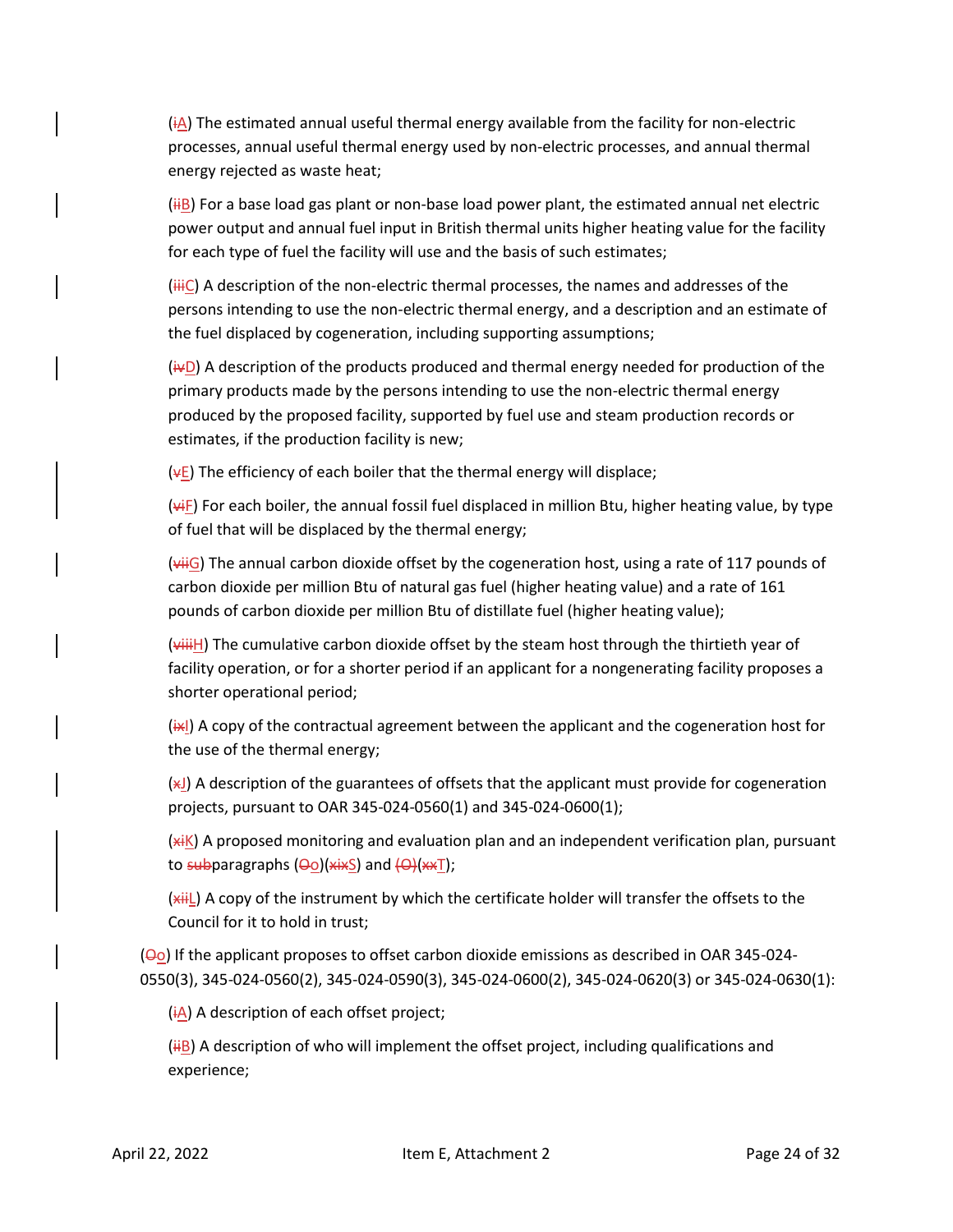(~~i~~A) The estimated annual useful thermal energy available from the facility for non-electric processes, annual useful thermal energy used by non-electric processes, and annual thermal energy rejected as waste heat;

(~~ii~~B) For a base load gas plant or non-base load power plant, the estimated annual net electric power output and annual fuel input in British thermal units higher heating value for the facility for each type of fuel the facility will use and the basis of such estimates;

(~~iii~~C) A description of the non-electric thermal processes, the names and addresses of the persons intending to use the non-electric thermal energy, and a description and an estimate of the fuel displaced by cogeneration, including supporting assumptions;

(~~iv~~D) A description of the products produced and thermal energy needed for production of the primary products made by the persons intending to use the non-electric thermal energy produced by the proposed facility, supported by fuel use and steam production records or estimates, if the production facility is new;

(~~v~~E) The efficiency of each boiler that the thermal energy will displace;

(~~vi~~F) For each boiler, the annual fossil fuel displaced in million Btu, higher heating value, by type of fuel that will be displaced by the thermal energy;

(~~vii~~G) The annual carbon dioxide offset by the cogeneration host, using a rate of 117 pounds of carbon dioxide per million Btu of natural gas fuel (higher heating value) and a rate of 161 pounds of carbon dioxide per million Btu of distillate fuel (higher heating value);

(~~viii~~H) The cumulative carbon dioxide offset by the steam host through the thirtieth year of facility operation, or for a shorter period if an applicant for a nongenerating facility proposes a shorter operational period;

(~~ix~~I) A copy of the contractual agreement between the applicant and the cogeneration host for the use of the thermal energy;

(~~x~~J) A description of the guarantees of offsets that the applicant must provide for cogeneration projects, pursuant to OAR 345-024-0560(1) and 345-024-0600(1);

(~~xi~~K) A proposed monitoring and evaluation plan and an independent verification plan, pursuant to ~~sub~~paragraphs (~~O~~o)(~~xix~~S) and ~~(O)~~(~~xx~~T);

(~~xii~~L) A copy of the instrument by which the certificate holder will transfer the offsets to the Council for it to hold in trust;

(~~O~~o) If the applicant proposes to offset carbon dioxide emissions as described in OAR 345-024-0550(3), 345-024-0560(2), 345-024-0590(3), 345-024-0600(2), 345-024-0620(3) or 345-024-0630(1):

(~~i~~A) A description of each offset project;

(~~ii~~B) A description of who will implement the offset project, including qualifications and experience;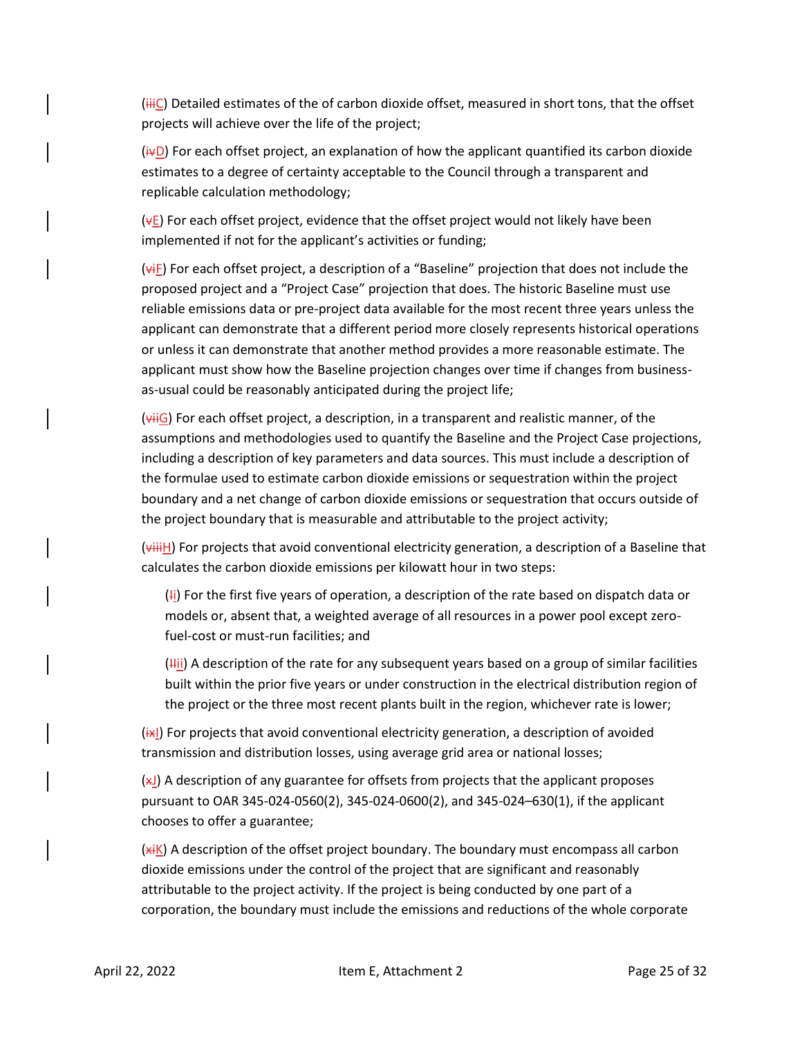(~~iii~~C) Detailed estimates of the of carbon dioxide offset, measured in short tons, that the offset projects will achieve over the life of the project;

(~~iv~~D) For each offset project, an explanation of how the applicant quantified its carbon dioxide estimates to a degree of certainty acceptable to the Council through a transparent and replicable calculation methodology;

(~~v~~E) For each offset project, evidence that the offset project would not likely have been implemented if not for the applicant's activities or funding;

(~~vi~~F) For each offset project, a description of a "Baseline" projection that does not include the proposed project and a "Project Case" projection that does. The historic Baseline must use reliable emissions data or pre-project data available for the most recent three years unless the applicant can demonstrate that a different period more closely represents historical operations or unless it can demonstrate that another method provides a more reasonable estimate. The applicant must show how the Baseline projection changes over time if changes from business-as-usual could be reasonably anticipated during the project life;

(~~vii~~G) For each offset project, a description, in a transparent and realistic manner, of the assumptions and methodologies used to quantify the Baseline and the Project Case projections, including a description of key parameters and data sources. This must include a description of the formulae used to estimate carbon dioxide emissions or sequestration within the project boundary and a net change of carbon dioxide emissions or sequestration that occurs outside of the project boundary that is measurable and attributable to the project activity;

(~~viii~~H) For projects that avoid conventional electricity generation, a description of a Baseline that calculates the carbon dioxide emissions per kilowatt hour in two steps:

> (~~I~~i) For the first five years of operation, a description of the rate based on dispatch data or models or, absent that, a weighted average of all resources in a power pool except zero-fuel-cost or must-run facilities; and
>
> (~~II~~ii) A description of the rate for any subsequent years based on a group of similar facilities built within the prior five years or under construction in the electrical distribution region of the project or the three most recent plants built in the region, whichever rate is lower;

(~~ix~~I) For projects that avoid conventional electricity generation, a description of avoided transmission and distribution losses, using average grid area or national losses;

(~~x~~J) A description of any guarantee for offsets from projects that the applicant proposes pursuant to OAR 345-024-0560(2), 345-024-0600(2), and 345-024–630(1), if the applicant chooses to offer a guarantee;

(~~xi~~K) A description of the offset project boundary. The boundary must encompass all carbon dioxide emissions under the control of the project that are significant and reasonably attributable to the project activity. If the project is being conducted by one part of a corporation, the boundary must include the emissions and reductions of the whole corporate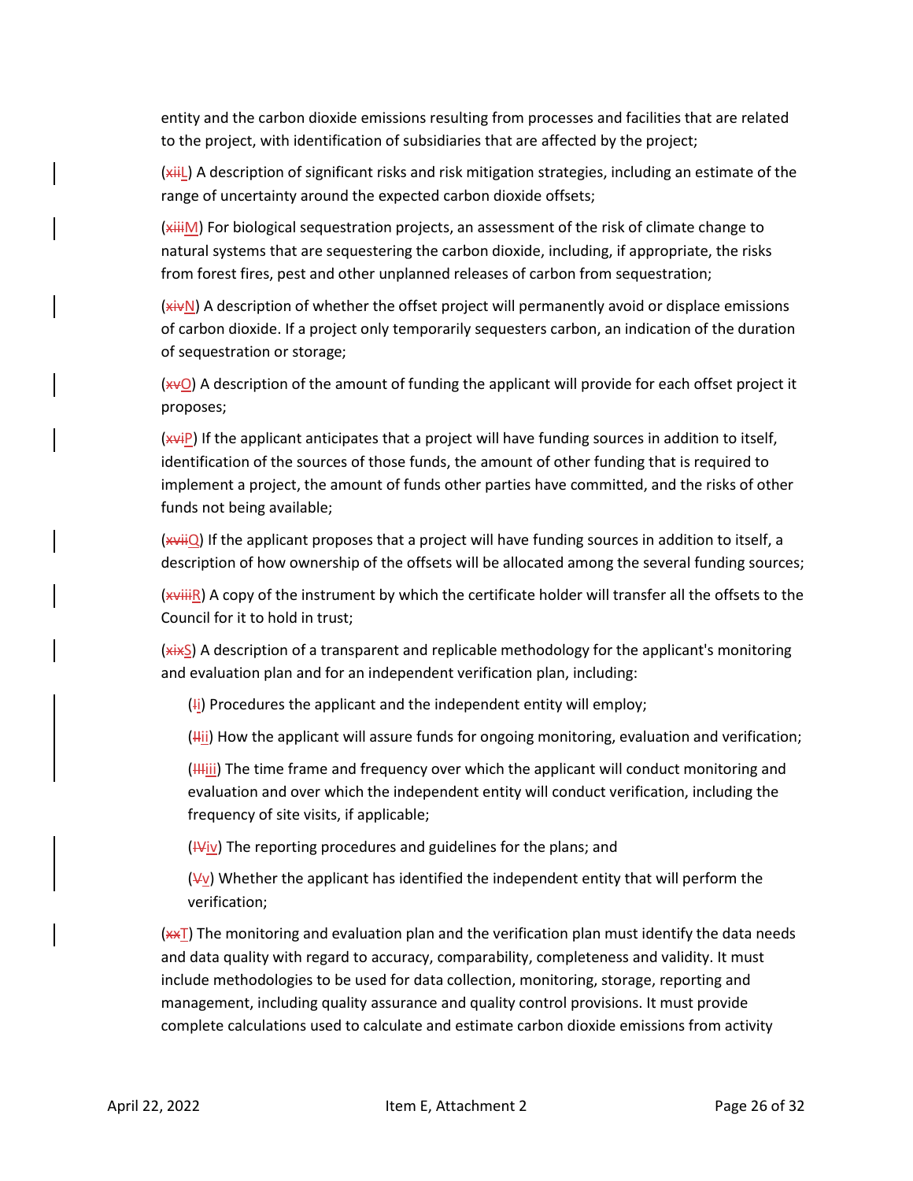entity and the carbon dioxide emissions resulting from processes and facilities that are related to the project, with identification of subsidiaries that are affected by the project;

(~~xii~~L) A description of significant risks and risk mitigation strategies, including an estimate of the range of uncertainty around the expected carbon dioxide offsets;

(~~xiii~~M) For biological sequestration projects, an assessment of the risk of climate change to natural systems that are sequestering the carbon dioxide, including, if appropriate, the risks from forest fires, pest and other unplanned releases of carbon from sequestration;

(~~xiv~~N) A description of whether the offset project will permanently avoid or displace emissions of carbon dioxide. If a project only temporarily sequesters carbon, an indication of the duration of sequestration or storage;

(~~xv~~O) A description of the amount of funding the applicant will provide for each offset project it proposes;

(~~xvi~~P) If the applicant anticipates that a project will have funding sources in addition to itself, identification of the sources of those funds, the amount of other funding that is required to implement a project, the amount of funds other parties have committed, and the risks of other funds not being available;

(~~xvii~~Q) If the applicant proposes that a project will have funding sources in addition to itself, a description of how ownership of the offsets will be allocated among the several funding sources;

(~~xviii~~R) A copy of the instrument by which the certificate holder will transfer all the offsets to the Council for it to hold in trust;

(~~xix~~S) A description of a transparent and replicable methodology for the applicant's monitoring and evaluation plan and for an independent verification plan, including:

(~~I~~i) Procedures the applicant and the independent entity will employ;

(~~II~~ii) How the applicant will assure funds for ongoing monitoring, evaluation and verification;

(~~III~~iii) The time frame and frequency over which the applicant will conduct monitoring and evaluation and over which the independent entity will conduct verification, including the frequency of site visits, if applicable;

(~~IV~~iv) The reporting procedures and guidelines for the plans; and

(~~V~~v) Whether the applicant has identified the independent entity that will perform the verification;

(~~xx~~T) The monitoring and evaluation plan and the verification plan must identify the data needs and data quality with regard to accuracy, comparability, completeness and validity. It must include methodologies to be used for data collection, monitoring, storage, reporting and management, including quality assurance and quality control provisions. It must provide complete calculations used to calculate and estimate carbon dioxide emissions from activity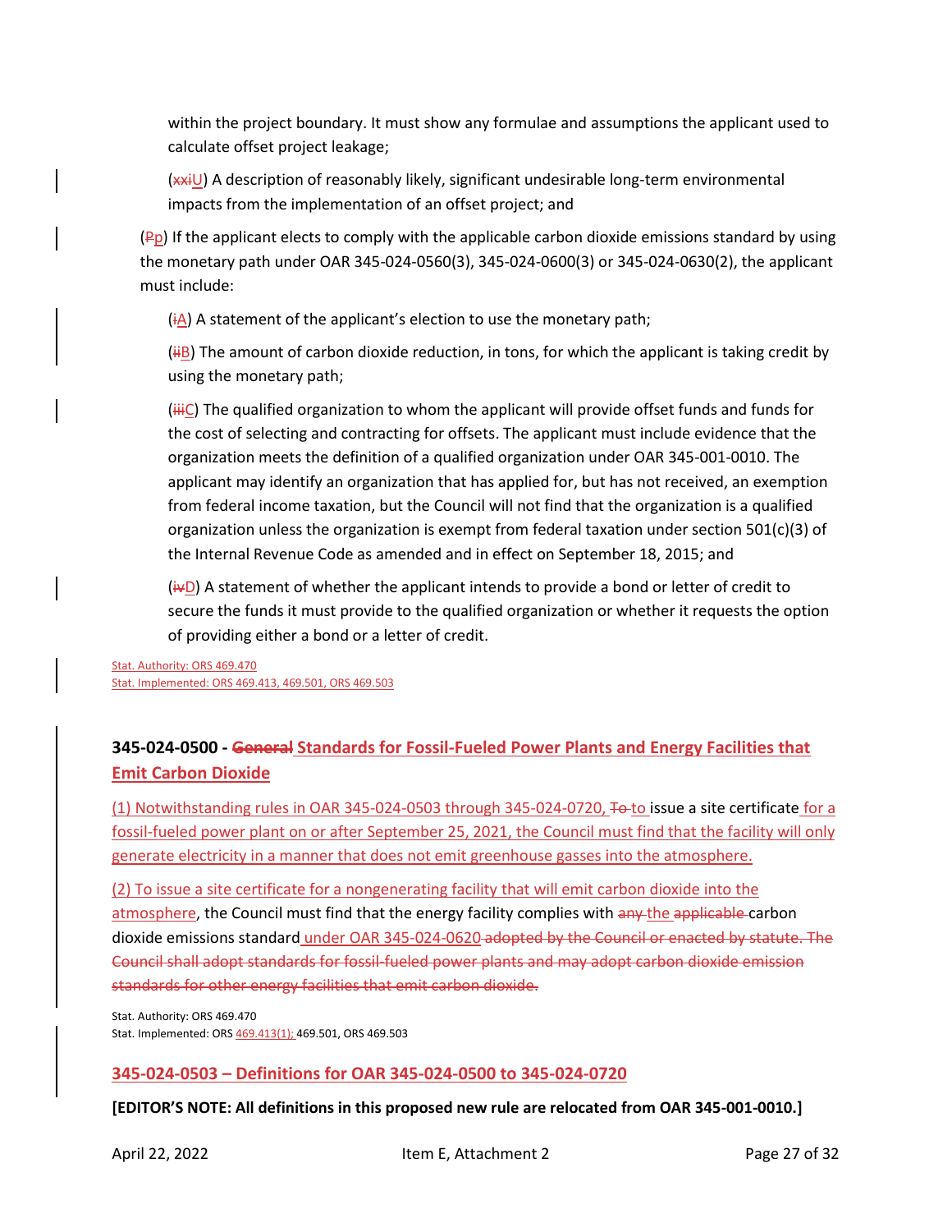within the project boundary. It must show any formulae and assumptions the applicant used to calculate offset project leakage;

(~~xxi~~U) A description of reasonably likely, significant undesirable long-term environmental impacts from the implementation of an offset project; and

(~~P~~p) If the applicant elects to comply with the applicable carbon dioxide emissions standard by using the monetary path under OAR 345-024-0560(3), 345-024-0600(3) or 345-024-0630(2), the applicant must include:

(~~i~~A) A statement of the applicant's election to use the monetary path;

(~~ii~~B) The amount of carbon dioxide reduction, in tons, for which the applicant is taking credit by using the monetary path;

(~~iii~~C) The qualified organization to whom the applicant will provide offset funds and funds for the cost of selecting and contracting for offsets. The applicant must include evidence that the organization meets the definition of a qualified organization under OAR 345-001-0010. The applicant may identify an organization that has applied for, but has not received, an exemption from federal income taxation, but the Council will not find that the organization is a qualified organization unless the organization is exempt from federal taxation under section 501(c)(3) of the Internal Revenue Code as amended and in effect on September 18, 2015; and

(~~iv~~D) A statement of whether the applicant intends to provide a bond or letter of credit to secure the funds it must provide to the qualified organization or whether it requests the option of providing either a bond or a letter of credit.

Stat. Authority: ORS 469.470
Stat. Implemented: ORS 469.413, 469.501, ORS 469.503

### 345-024-0500 - ~~General~~ Standards for Fossil-Fueled Power Plants and Energy Facilities that Emit Carbon Dioxide

(1) Notwithstanding rules in OAR 345-024-0503 through 345-024-0720, ~~To~~ to issue a site certificate for a fossil-fueled power plant on or after September 25, 2021, the Council must find that the facility will only generate electricity in a manner that does not emit greenhouse gasses into the atmosphere.

(2) To issue a site certificate for a nongenerating facility that will emit carbon dioxide into the atmosphere, the Council must find that the energy facility complies with ~~any~~ the ~~applicable~~ carbon dioxide emissions standard under OAR 345-024-0620 ~~adopted by the Council or enacted by statute. The Council shall adopt standards for fossil-fueled power plants and may adopt carbon dioxide emission standards for other energy facilities that emit carbon dioxide.~~

Stat. Authority: ORS 469.470
Stat. Implemented: ORS 469.413(1); 469.501, ORS 469.503

### 345-024-0503 – Definitions for OAR 345-024-0500 to 345-024-0720

**[EDITOR'S NOTE: All definitions in this proposed new rule are relocated from OAR 345-001-0010.]**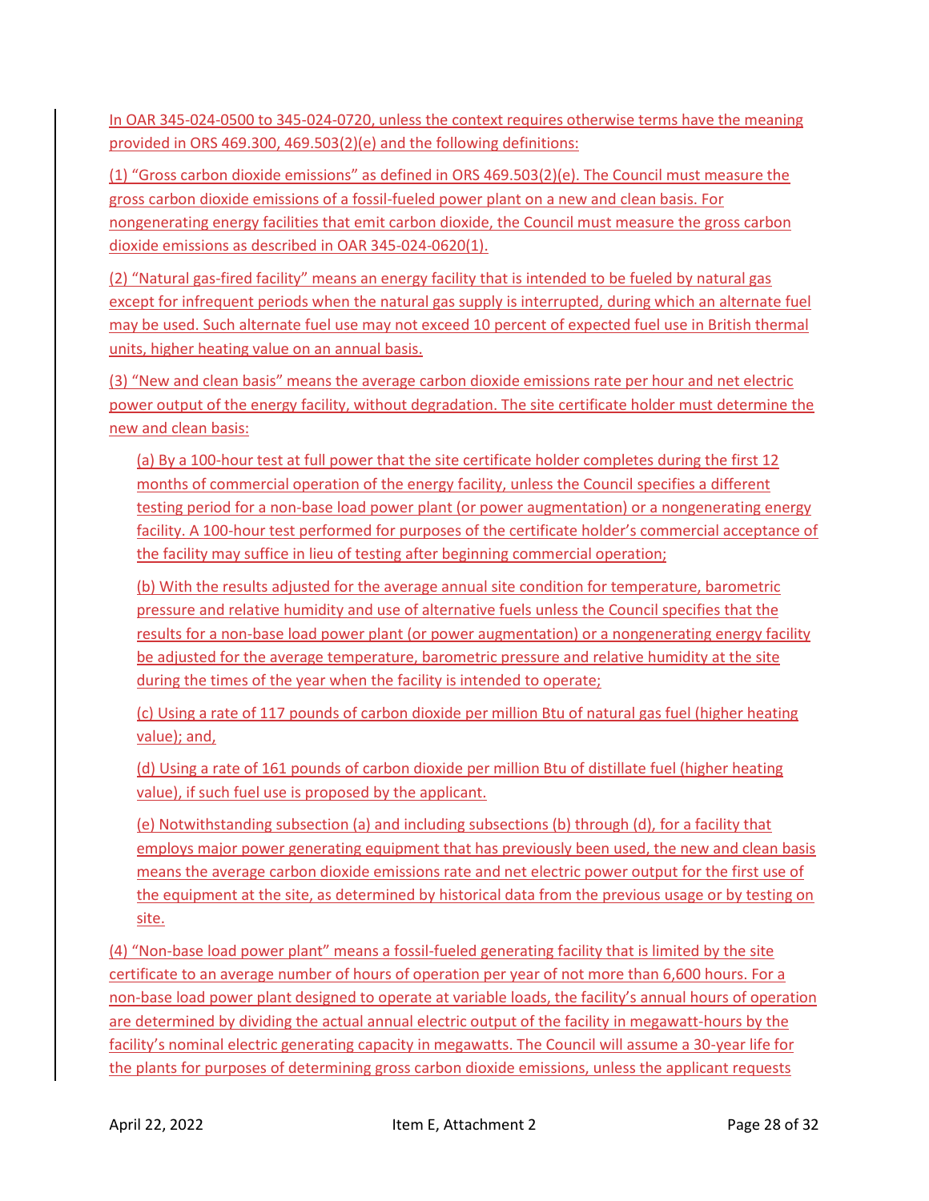In OAR 345-024-0500 to 345-024-0720, unless the context requires otherwise terms have the meaning provided in ORS 469.300, 469.503(2)(e) and the following definitions:

(1) “Gross carbon dioxide emissions” as defined in ORS 469.503(2)(e). The Council must measure the gross carbon dioxide emissions of a fossil-fueled power plant on a new and clean basis. For nongenerating energy facilities that emit carbon dioxide, the Council must measure the gross carbon dioxide emissions as described in OAR 345-024-0620(1).

(2) “Natural gas-fired facility” means an energy facility that is intended to be fueled by natural gas except for infrequent periods when the natural gas supply is interrupted, during which an alternate fuel may be used. Such alternate fuel use may not exceed 10 percent of expected fuel use in British thermal units, higher heating value on an annual basis.

(3) “New and clean basis” means the average carbon dioxide emissions rate per hour and net electric power output of the energy facility, without degradation. The site certificate holder must determine the new and clean basis:

> (a) By a 100-hour test at full power that the site certificate holder completes during the first 12 months of commercial operation of the energy facility, unless the Council specifies a different testing period for a non-base load power plant (or power augmentation) or a nongenerating energy facility. A 100-hour test performed for purposes of the certificate holder’s commercial acceptance of the facility may suffice in lieu of testing after beginning commercial operation;
>
> (b) With the results adjusted for the average annual site condition for temperature, barometric pressure and relative humidity and use of alternative fuels unless the Council specifies that the results for a non-base load power plant (or power augmentation) or a nongenerating energy facility be adjusted for the average temperature, barometric pressure and relative humidity at the site during the times of the year when the facility is intended to operate;
>
> (c) Using a rate of 117 pounds of carbon dioxide per million Btu of natural gas fuel (higher heating value); and,
>
> (d) Using a rate of 161 pounds of carbon dioxide per million Btu of distillate fuel (higher heating value), if such fuel use is proposed by the applicant.
>
> (e) Notwithstanding subsection (a) and including subsections (b) through (d), for a facility that employs major power generating equipment that has previously been used, the new and clean basis means the average carbon dioxide emissions rate and net electric power output for the first use of the equipment at the site, as determined by historical data from the previous usage or by testing on site.

(4) “Non-base load power plant” means a fossil-fueled generating facility that is limited by the site certificate to an average number of hours of operation per year of not more than 6,600 hours. For a non-base load power plant designed to operate at variable loads, the facility’s annual hours of operation are determined by dividing the actual annual electric output of the facility in megawatt-hours by the facility’s nominal electric generating capacity in megawatts. The Council will assume a 30-year life for the plants for purposes of determining gross carbon dioxide emissions, unless the applicant requests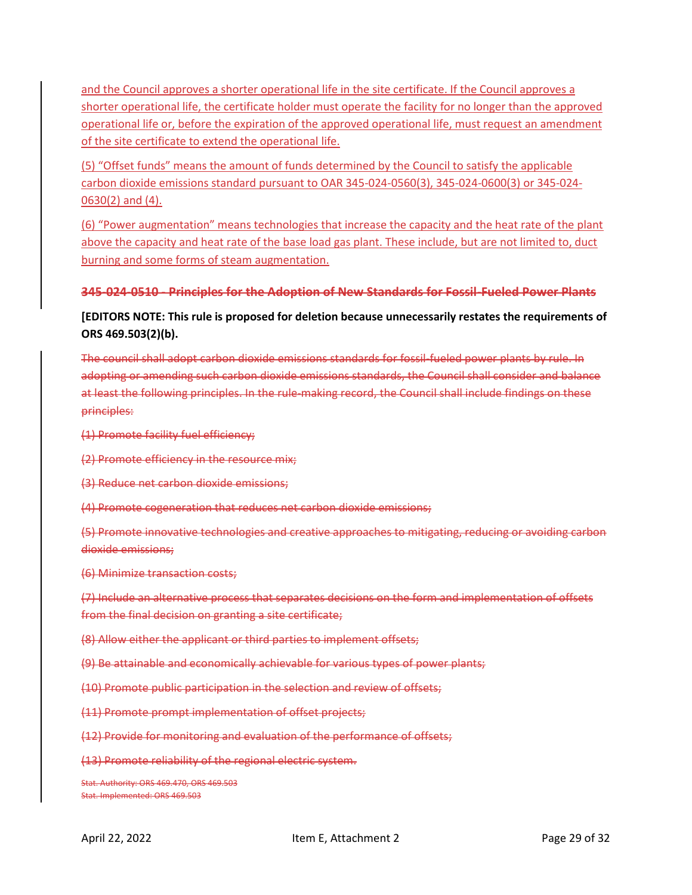and the Council approves a shorter operational life in the site certificate. If the Council approves a shorter operational life, the certificate holder must operate the facility for no longer than the approved operational life or, before the expiration of the approved operational life, must request an amendment of the site certificate to extend the operational life.

(5) "Offset funds" means the amount of funds determined by the Council to satisfy the applicable carbon dioxide emissions standard pursuant to OAR 345-024-0560(3), 345-024-0600(3) or 345-024-0630(2) and (4).

(6) "Power augmentation" means technologies that increase the capacity and the heat rate of the plant above the capacity and heat rate of the base load gas plant. These include, but are not limited to, duct burning and some forms of steam augmentation.

**~~345-024-0510 - Principles for the Adoption of New Standards for Fossil-Fueled Power Plants~~**

**[EDITORS NOTE: This rule is proposed for deletion because unnecessarily restates the requirements of ORS 469.503(2)(b).**

~~The council shall adopt carbon dioxide emissions standards for fossil-fueled power plants by rule. In adopting or amending such carbon dioxide emissions standards, the Council shall consider and balance at least the following principles. In the rule-making record, the Council shall include findings on these principles:~~

~~(1) Promote facility fuel efficiency;~~

~~(2) Promote efficiency in the resource mix;~~

~~(3) Reduce net carbon dioxide emissions;~~

~~(4) Promote cogeneration that reduces net carbon dioxide emissions;~~

~~(5) Promote innovative technologies and creative approaches to mitigating, reducing or avoiding carbon dioxide emissions;~~

~~(6) Minimize transaction costs;~~

~~(7) Include an alternative process that separates decisions on the form and implementation of offsets from the final decision on granting a site certificate;~~

~~(8) Allow either the applicant or third parties to implement offsets;~~

~~(9) Be attainable and economically achievable for various types of power plants;~~

~~(10) Promote public participation in the selection and review of offsets;~~

~~(11) Promote prompt implementation of offset projects;~~

~~(12) Provide for monitoring and evaluation of the performance of offsets;~~

~~(13) Promote reliability of the regional electric system.~~

~~Stat. Authority: ORS 469.470, ORS 469.503~~
~~Stat. Implemented: ORS 469.503~~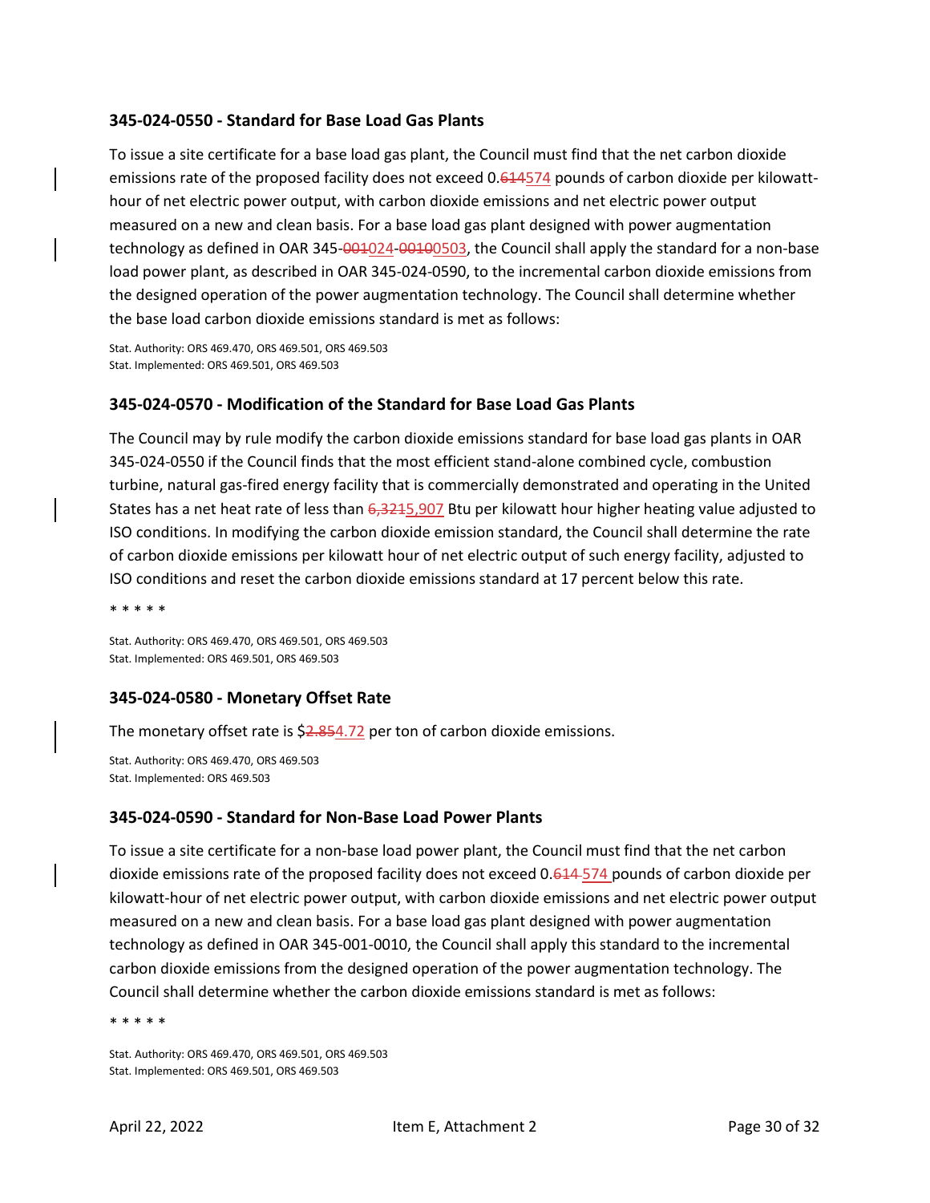### 345-024-0550 - Standard for Base Load Gas Plants

To issue a site certificate for a base load gas plant, the Council must find that the net carbon dioxide emissions rate of the proposed facility does not exceed 0.~~614~~574 pounds of carbon dioxide per kilowatt-hour of net electric power output, with carbon dioxide emissions and net electric power output measured on a new and clean basis. For a base load gas plant designed with power augmentation technology as defined in OAR 345-~~001~~024-~~0010~~0503, the Council shall apply the standard for a non-base load power plant, as described in OAR 345-024-0590, to the incremental carbon dioxide emissions from the designed operation of the power augmentation technology. The Council shall determine whether the base load carbon dioxide emissions standard is met as follows:

Stat. Authority: ORS 469.470, ORS 469.501, ORS 469.503
Stat. Implemented: ORS 469.501, ORS 469.503

### 345-024-0570 - Modification of the Standard for Base Load Gas Plants

The Council may by rule modify the carbon dioxide emissions standard for base load gas plants in OAR 345-024-0550 if the Council finds that the most efficient stand-alone combined cycle, combustion turbine, natural gas-fired energy facility that is commercially demonstrated and operating in the United States has a net heat rate of less than ~~6,321~~5,907 Btu per kilowatt hour higher heating value adjusted to ISO conditions. In modifying the carbon dioxide emission standard, the Council shall determine the rate of carbon dioxide emissions per kilowatt hour of net electric output of such energy facility, adjusted to ISO conditions and reset the carbon dioxide emissions standard at 17 percent below this rate.

* * * * *

Stat. Authority: ORS 469.470, ORS 469.501, ORS 469.503
Stat. Implemented: ORS 469.501, ORS 469.503

### 345-024-0580 - Monetary Offset Rate

The monetary offset rate is $~~2.85~~4.72 per ton of carbon dioxide emissions.

Stat. Authority: ORS 469.470, ORS 469.503
Stat. Implemented: ORS 469.503

### 345-024-0590 - Standard for Non-Base Load Power Plants

To issue a site certificate for a non-base load power plant, the Council must find that the net carbon dioxide emissions rate of the proposed facility does not exceed 0.~~614~~ 574 pounds of carbon dioxide per kilowatt-hour of net electric power output, with carbon dioxide emissions and net electric power output measured on a new and clean basis. For a base load gas plant designed with power augmentation technology as defined in OAR 345-001-0010, the Council shall apply this standard to the incremental carbon dioxide emissions from the designed operation of the power augmentation technology. The Council shall determine whether the carbon dioxide emissions standard is met as follows:

* * * * *

Stat. Authority: ORS 469.470, ORS 469.501, ORS 469.503
Stat. Implemented: ORS 469.501, ORS 469.503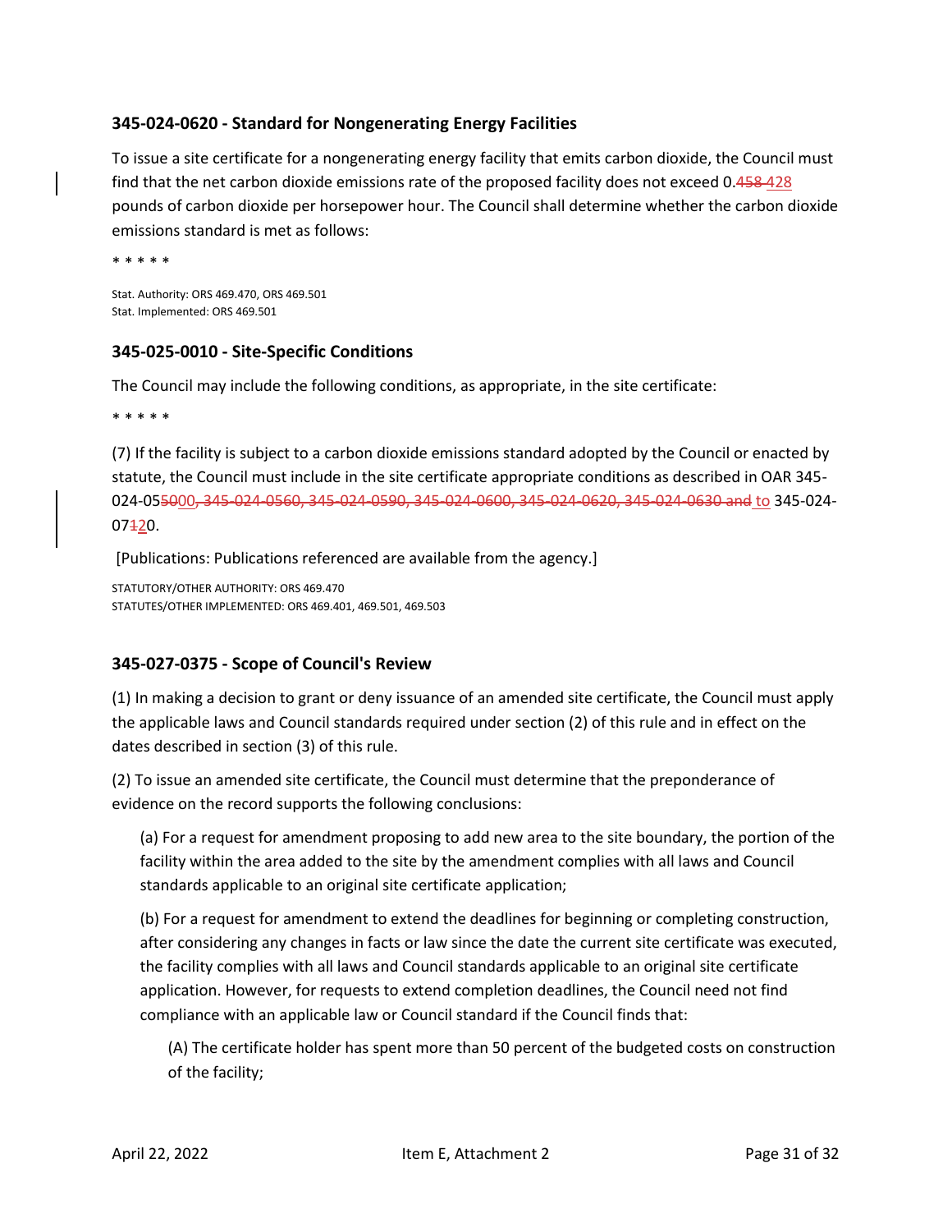### 345-024-0620 - Standard for Nongenerating Energy Facilities

To issue a site certificate for a nongenerating energy facility that emits carbon dioxide, the Council must find that the net carbon dioxide emissions rate of the proposed facility does not exceed 0.~~458~~ <u>428</u> pounds of carbon dioxide per horsepower hour. The Council shall determine whether the carbon dioxide emissions standard is met as follows:

* * * * *

Stat. Authority: ORS 469.470, ORS 469.501
Stat. Implemented: ORS 469.501

### 345-025-0010 - Site-Specific Conditions

The Council may include the following conditions, as appropriate, in the site certificate:

* * * * *

(7) If the facility is subject to a carbon dioxide emissions standard adopted by the Council or enacted by statute, the Council must include in the site certificate appropriate conditions as described in OAR 345-024-05~~5~~<u>0</u>0~~, 345-024-0560, 345-024-0590, 345-024-0600, 345-024-0620, 345-024-0630 and~~ <u>to</u> 345-024-07~~1~~<u>2</u>0.

[Publications: Publications referenced are available from the agency.]

STATUTORY/OTHER AUTHORITY: ORS 469.470
STATUTES/OTHER IMPLEMENTED: ORS 469.401, 469.501, 469.503

### 345-027-0375 - Scope of Council's Review

(1) In making a decision to grant or deny issuance of an amended site certificate, the Council must apply the applicable laws and Council standards required under section (2) of this rule and in effect on the dates described in section (3) of this rule.

(2) To issue an amended site certificate, the Council must determine that the preponderance of evidence on the record supports the following conclusions:

(a) For a request for amendment proposing to add new area to the site boundary, the portion of the facility within the area added to the site by the amendment complies with all laws and Council standards applicable to an original site certificate application;

(b) For a request for amendment to extend the deadlines for beginning or completing construction, after considering any changes in facts or law since the date the current site certificate was executed, the facility complies with all laws and Council standards applicable to an original site certificate application. However, for requests to extend completion deadlines, the Council need not find compliance with an applicable law or Council standard if the Council finds that:

(A) The certificate holder has spent more than 50 percent of the budgeted costs on construction of the facility;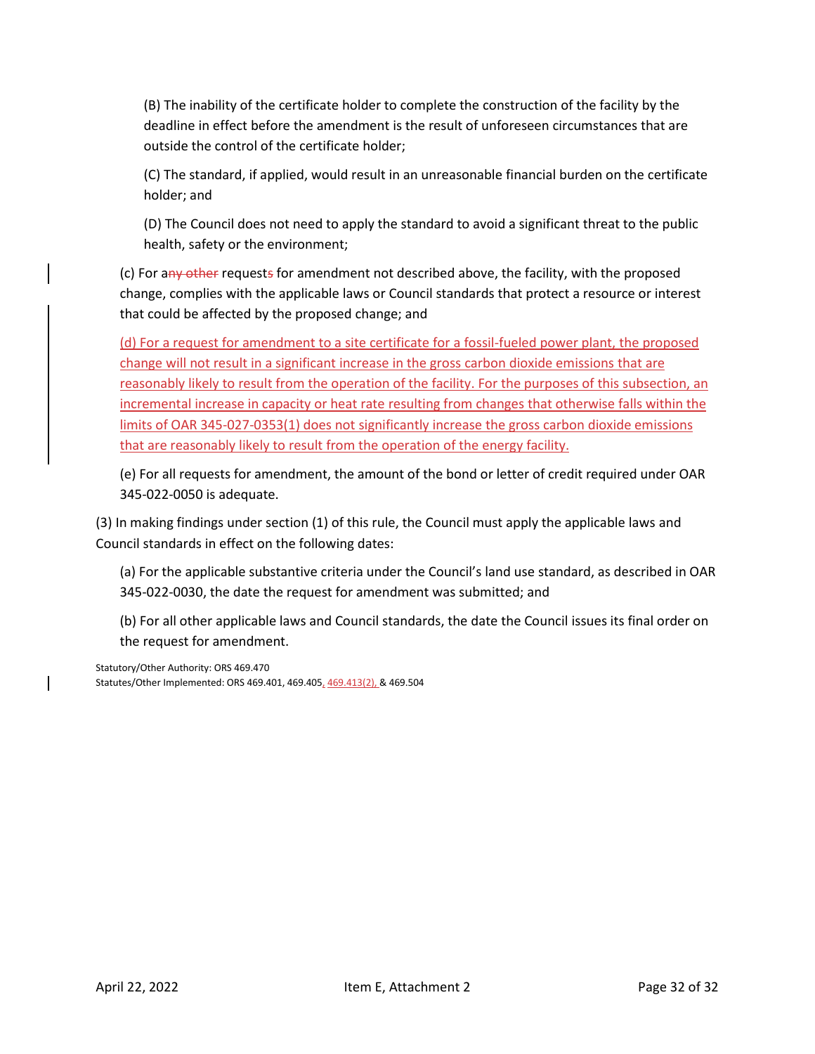(B) The inability of the certificate holder to complete the construction of the facility by the deadline in effect before the amendment is the result of unforeseen circumstances that are outside the control of the certificate holder;

(C) The standard, if applied, would result in an unreasonable financial burden on the certificate holder; and

(D) The Council does not need to apply the standard to avoid a significant threat to the public health, safety or the environment;

(c) For a~~ny other~~ request~~s~~ for amendment not described above, the facility, with the proposed change, complies with the applicable laws or Council standards that protect a resource or interest that could be affected by the proposed change; and

(d) For a request for amendment to a site certificate for a fossil-fueled power plant, the proposed change will not result in a significant increase in the gross carbon dioxide emissions that are reasonably likely to result from the operation of the facility. For the purposes of this subsection, an incremental increase in capacity or heat rate resulting from changes that otherwise falls within the limits of OAR 345-027-0353(1) does not significantly increase the gross carbon dioxide emissions that are reasonably likely to result from the operation of the energy facility.

(e) For all requests for amendment, the amount of the bond or letter of credit required under OAR 345-022-0050 is adequate.

(3) In making findings under section (1) of this rule, the Council must apply the applicable laws and Council standards in effect on the following dates:

(a) For the applicable substantive criteria under the Council's land use standard, as described in OAR 345-022-0030, the date the request for amendment was submitted; and

(b) For all other applicable laws and Council standards, the date the Council issues its final order on the request for amendment.

Statutory/Other Authority: ORS 469.470
Statutes/Other Implemented: ORS 469.401, 469.405, 469.413(2), & 469.504